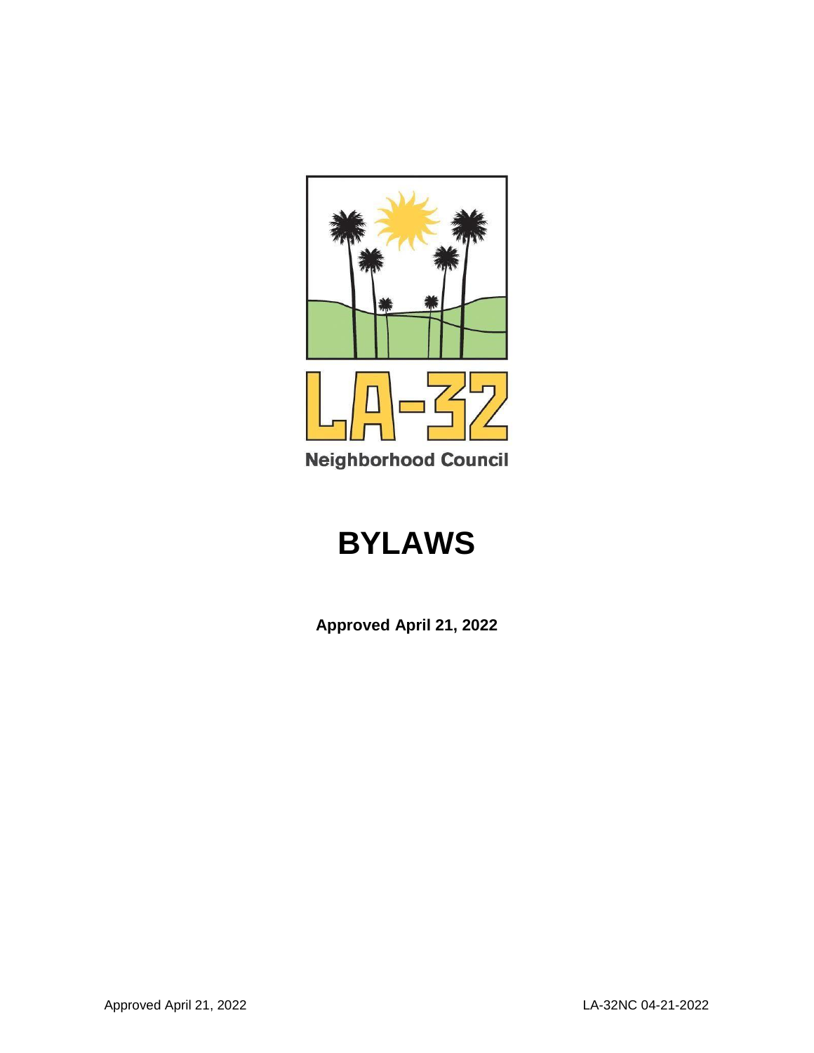LA-32

Neighborhood Council

# BYLAWS

**Approved April 21, 2022**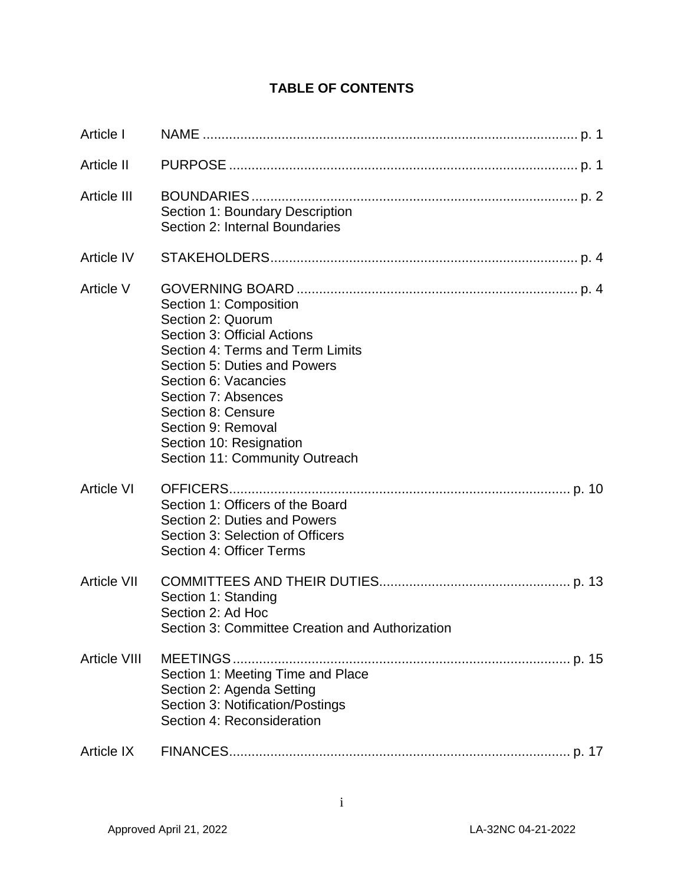## TABLE OF CONTENTS

| | | |
|---|---|---|
| Article I | NAME | p. 1 |
| Article II | PURPOSE | p. 1 |
| Article III | BOUNDARIES<br>Section 1: Boundary Description<br>Section 2: Internal Boundaries | p. 2 |
| Article IV | STAKEHOLDERS | p. 4 |
| Article V | GOVERNING BOARD<br>Section 1: Composition<br>Section 2: Quorum<br>Section 3: Official Actions<br>Section 4: Terms and Term Limits<br>Section 5: Duties and Powers<br>Section 6: Vacancies<br>Section 7: Absences<br>Section 8: Censure<br>Section 9: Removal<br>Section 10: Resignation<br>Section 11: Community Outreach | p. 4 |
| Article VI | OFFICERS<br>Section 1: Officers of the Board<br>Section 2: Duties and Powers<br>Section 3: Selection of Officers<br>Section 4: Officer Terms | p. 10 |
| Article VII | COMMITTEES AND THEIR DUTIES<br>Section 1: Standing<br>Section 2: Ad Hoc<br>Section 3: Committee Creation and Authorization | p. 13 |
| Article VIII | MEETINGS<br>Section 1: Meeting Time and Place<br>Section 2: Agenda Setting<br>Section 3: Notification/Postings<br>Section 4: Reconsideration | p. 15 |
| Article IX | FINANCES | p. 17 |

Approved April 21, 2022 LA-32NC 04-21-2022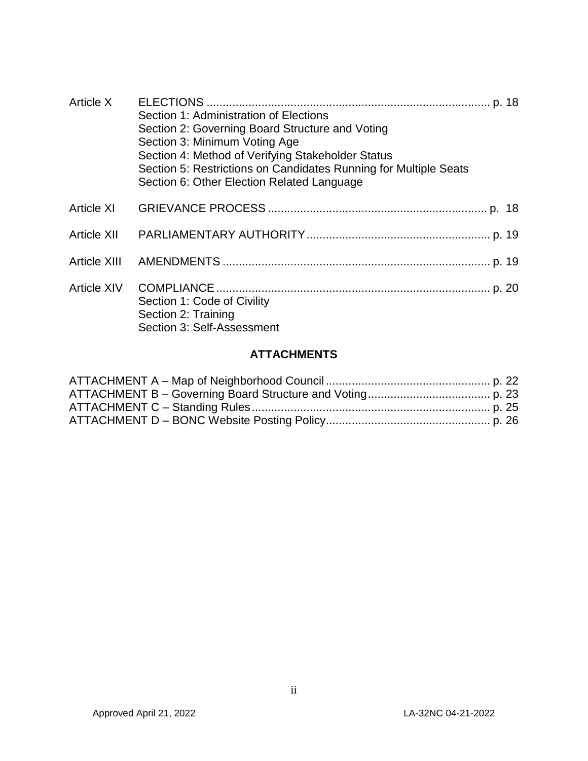| | | |
|---|---|---|
| Article X | ELECTIONS | p. 18 |
| | Section 1: Administration of Elections<br>Section 2: Governing Board Structure and Voting<br>Section 3: Minimum Voting Age<br>Section 4: Method of Verifying Stakeholder Status<br>Section 5: Restrictions on Candidates Running for Multiple Seats<br>Section 6: Other Election Related Language | |
| Article XI | GRIEVANCE PROCESS | p. 18 |
| Article XII | PARLIAMENTARY AUTHORITY | p. 19 |
| Article XIII | AMENDMENTS | p. 19 |
| Article XIV | COMPLIANCE | p. 20 |
| | Section 1: Code of Civility<br>Section 2: Training<br>Section 3: Self-Assessment | |

## ATTACHMENTS

| | |
|---|---|
| ATTACHMENT A – Map of Neighborhood Council | p. 22 |
| ATTACHMENT B – Governing Board Structure and Voting | p. 23 |
| ATTACHMENT C – Standing Rules | p. 25 |
| ATTACHMENT D – BONC Website Posting Policy | p. 26 |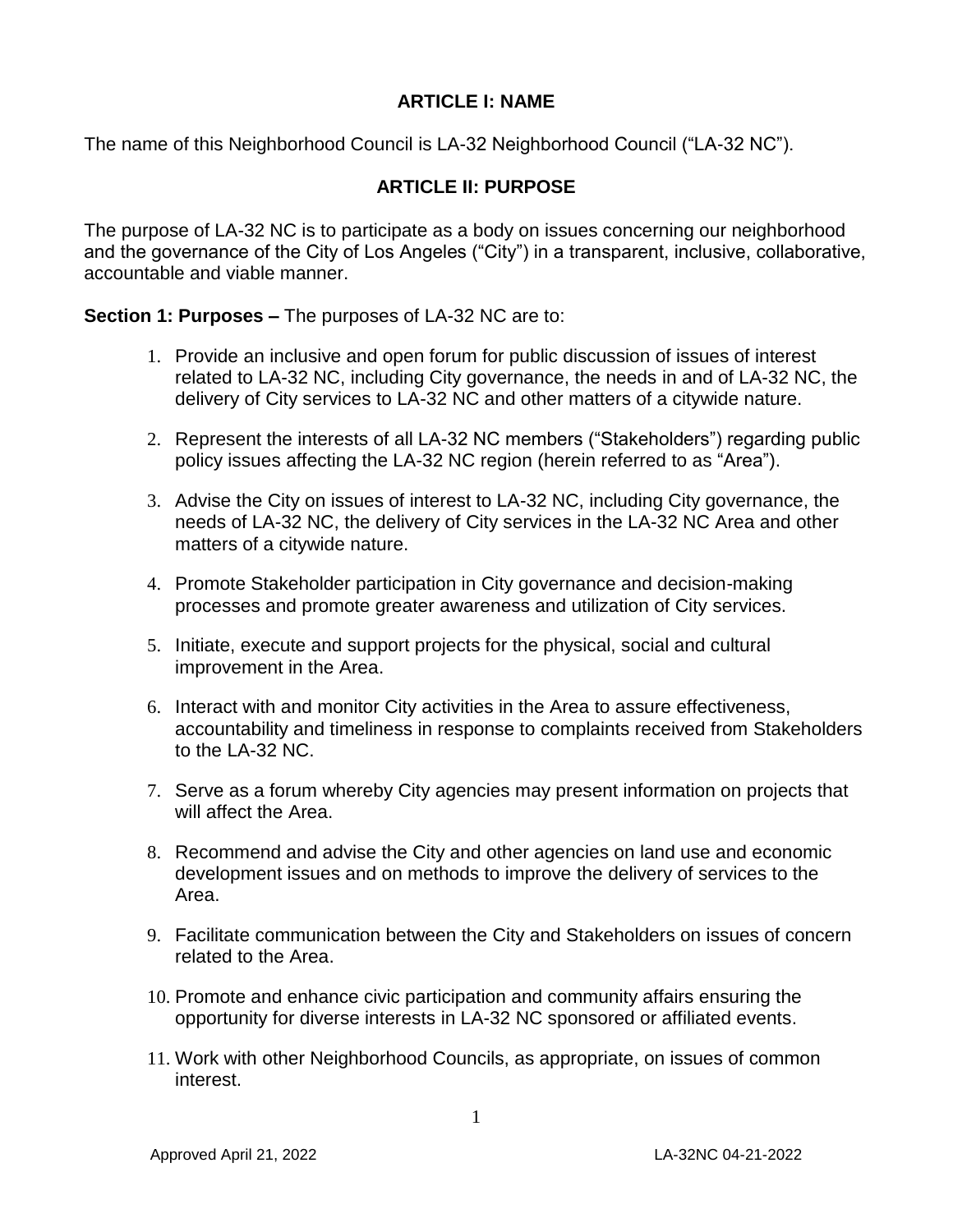## ARTICLE I: NAME

The name of this Neighborhood Council is LA-32 Neighborhood Council ("LA-32 NC").

## ARTICLE II: PURPOSE

The purpose of LA-32 NC is to participate as a body on issues concerning our neighborhood and the governance of the City of Los Angeles ("City") in a transparent, inclusive, collaborative, accountable and viable manner.

**Section 1: Purposes –** The purposes of LA-32 NC are to:

1. Provide an inclusive and open forum for public discussion of issues of interest related to LA-32 NC, including City governance, the needs in and of LA-32 NC, the delivery of City services to LA-32 NC and other matters of a citywide nature.
2. Represent the interests of all LA-32 NC members ("Stakeholders") regarding public policy issues affecting the LA-32 NC region (herein referred to as "Area").
3. Advise the City on issues of interest to LA-32 NC, including City governance, the needs of LA-32 NC, the delivery of City services in the LA-32 NC Area and other matters of a citywide nature.
4. Promote Stakeholder participation in City governance and decision-making processes and promote greater awareness and utilization of City services.
5. Initiate, execute and support projects for the physical, social and cultural improvement in the Area.
6. Interact with and monitor City activities in the Area to assure effectiveness, accountability and timeliness in response to complaints received from Stakeholders to the LA-32 NC.
7. Serve as a forum whereby City agencies may present information on projects that will affect the Area.
8. Recommend and advise the City and other agencies on land use and economic development issues and on methods to improve the delivery of services to the Area.
9. Facilitate communication between the City and Stakeholders on issues of concern related to the Area.
10. Promote and enhance civic participation and community affairs ensuring the opportunity for diverse interests in LA-32 NC sponsored or affiliated events.
11. Work with other Neighborhood Councils, as appropriate, on issues of common interest.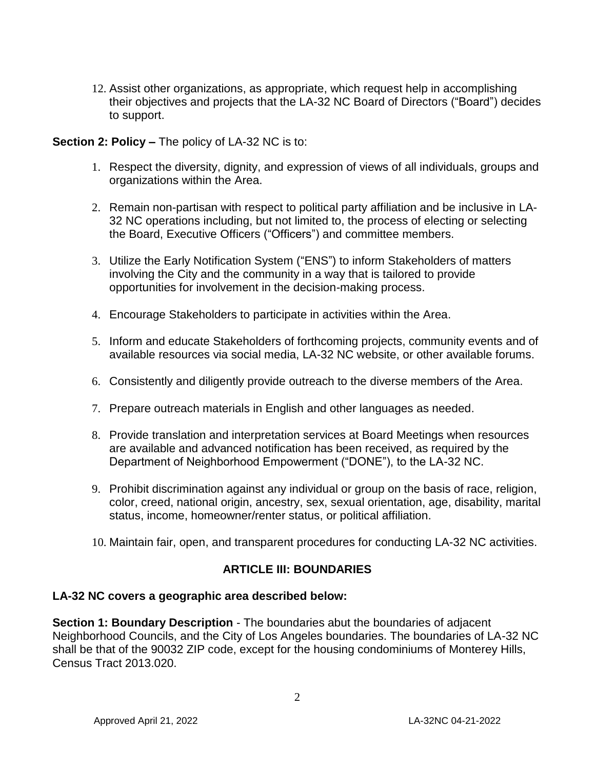12. Assist other organizations, as appropriate, which request help in accomplishing their objectives and projects that the LA-32 NC Board of Directors ("Board") decides to support.

**Section 2: Policy –** The policy of LA-32 NC is to:

1. Respect the diversity, dignity, and expression of views of all individuals, groups and organizations within the Area.

2. Remain non-partisan with respect to political party affiliation and be inclusive in LA-32 NC operations including, but not limited to, the process of electing or selecting the Board, Executive Officers ("Officers") and committee members.

3. Utilize the Early Notification System ("ENS") to inform Stakeholders of matters involving the City and the community in a way that is tailored to provide opportunities for involvement in the decision-making process.

4. Encourage Stakeholders to participate in activities within the Area.

5. Inform and educate Stakeholders of forthcoming projects, community events and of available resources via social media, LA-32 NC website, or other available forums.

6. Consistently and diligently provide outreach to the diverse members of the Area.

7. Prepare outreach materials in English and other languages as needed.

8. Provide translation and interpretation services at Board Meetings when resources are available and advanced notification has been received, as required by the Department of Neighborhood Empowerment ("DONE"), to the LA-32 NC.

9. Prohibit discrimination against any individual or group on the basis of race, religion, color, creed, national origin, ancestry, sex, sexual orientation, age, disability, marital status, income, homeowner/renter status, or political affiliation.

10. Maintain fair, open, and transparent procedures for conducting LA-32 NC activities.

## ARTICLE III: BOUNDARIES

**LA-32 NC covers a geographic area described below:**

**Section 1: Boundary Description** - The boundaries abut the boundaries of adjacent Neighborhood Councils, and the City of Los Angeles boundaries. The boundaries of LA-32 NC shall be that of the 90032 ZIP code, except for the housing condominiums of Monterey Hills, Census Tract 2013.020.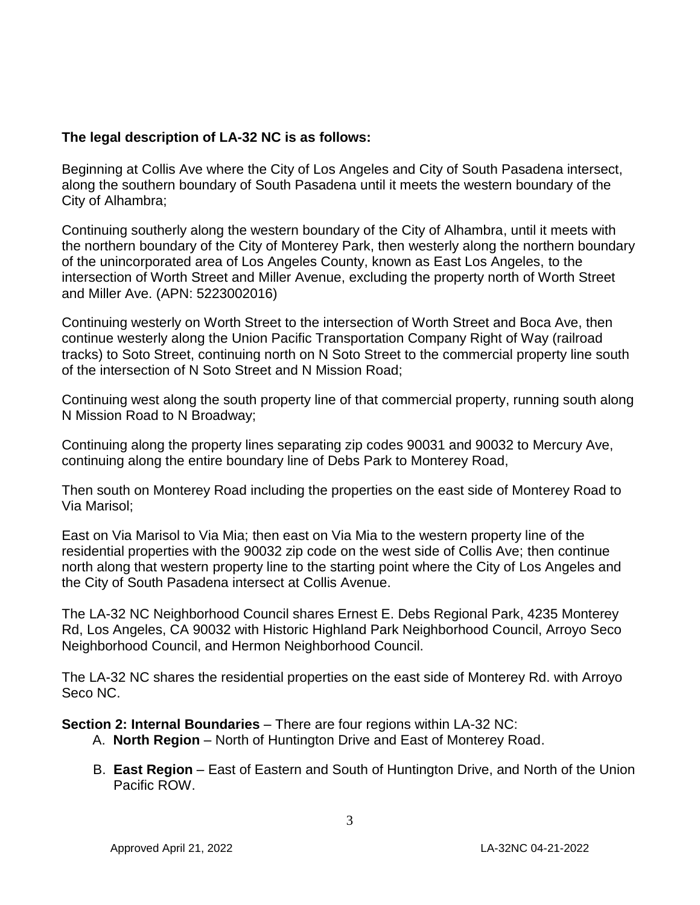**The legal description of LA-32 NC is as follows:**

Beginning at Collis Ave where the City of Los Angeles and City of South Pasadena intersect, along the southern boundary of South Pasadena until it meets the western boundary of the City of Alhambra;

Continuing southerly along the western boundary of the City of Alhambra, until it meets with the northern boundary of the City of Monterey Park, then westerly along the northern boundary of the unincorporated area of Los Angeles County, known as East Los Angeles, to the intersection of Worth Street and Miller Avenue, excluding the property north of Worth Street and Miller Ave. (APN: 5223002016)

Continuing westerly on Worth Street to the intersection of Worth Street and Boca Ave, then continue westerly along the Union Pacific Transportation Company Right of Way (railroad tracks) to Soto Street, continuing north on N Soto Street to the commercial property line south of the intersection of N Soto Street and N Mission Road;

Continuing west along the south property line of that commercial property, running south along N Mission Road to N Broadway;

Continuing along the property lines separating zip codes 90031 and 90032 to Mercury Ave, continuing along the entire boundary line of Debs Park to Monterey Road,

Then south on Monterey Road including the properties on the east side of Monterey Road to Via Marisol;

East on Via Marisol to Via Mia; then east on Via Mia to the western property line of the residential properties with the 90032 zip code on the west side of Collis Ave; then continue north along that western property line to the starting point where the City of Los Angeles and the City of South Pasadena intersect at Collis Avenue.

The LA-32 NC Neighborhood Council shares Ernest E. Debs Regional Park, 4235 Monterey Rd, Los Angeles, CA 90032 with Historic Highland Park Neighborhood Council, Arroyo Seco Neighborhood Council, and Hermon Neighborhood Council.

The LA-32 NC shares the residential properties on the east side of Monterey Rd. with Arroyo Seco NC.

**Section 2: Internal Boundaries** – There are four regions within LA-32 NC:

A. **North Region** – North of Huntington Drive and East of Monterey Road.

B. **East Region** – East of Eastern and South of Huntington Drive, and North of the Union Pacific ROW.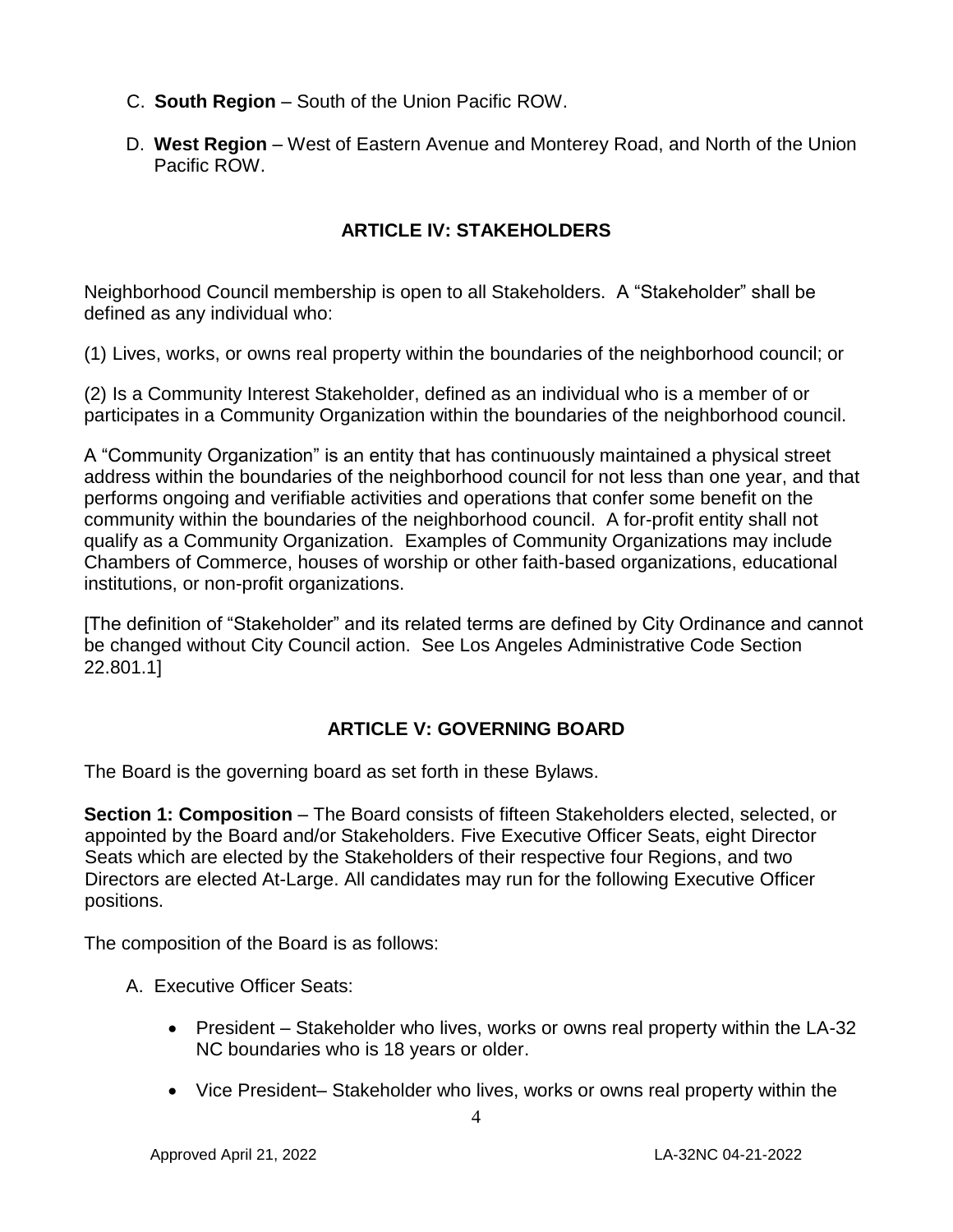C. **South Region** – South of the Union Pacific ROW.

D. **West Region** – West of Eastern Avenue and Monterey Road, and North of the Union Pacific ROW.

## ARTICLE IV: STAKEHOLDERS

Neighborhood Council membership is open to all Stakeholders. A "Stakeholder" shall be defined as any individual who:

(1) Lives, works, or owns real property within the boundaries of the neighborhood council; or

(2) Is a Community Interest Stakeholder, defined as an individual who is a member of or participates in a Community Organization within the boundaries of the neighborhood council.

A "Community Organization" is an entity that has continuously maintained a physical street address within the boundaries of the neighborhood council for not less than one year, and that performs ongoing and verifiable activities and operations that confer some benefit on the community within the boundaries of the neighborhood council. A for-profit entity shall not qualify as a Community Organization. Examples of Community Organizations may include Chambers of Commerce, houses of worship or other faith-based organizations, educational institutions, or non-profit organizations.

[The definition of "Stakeholder" and its related terms are defined by City Ordinance and cannot be changed without City Council action. See Los Angeles Administrative Code Section 22.801.1]

## ARTICLE V: GOVERNING BOARD

The Board is the governing board as set forth in these Bylaws.

**Section 1: Composition** – The Board consists of fifteen Stakeholders elected, selected, or appointed by the Board and/or Stakeholders. Five Executive Officer Seats, eight Director Seats which are elected by the Stakeholders of their respective four Regions, and two Directors are elected At-Large. All candidates may run for the following Executive Officer positions.

The composition of the Board is as follows:

A. Executive Officer Seats:

- President – Stakeholder who lives, works or owns real property within the LA-32 NC boundaries who is 18 years or older.
- Vice President– Stakeholder who lives, works or owns real property within the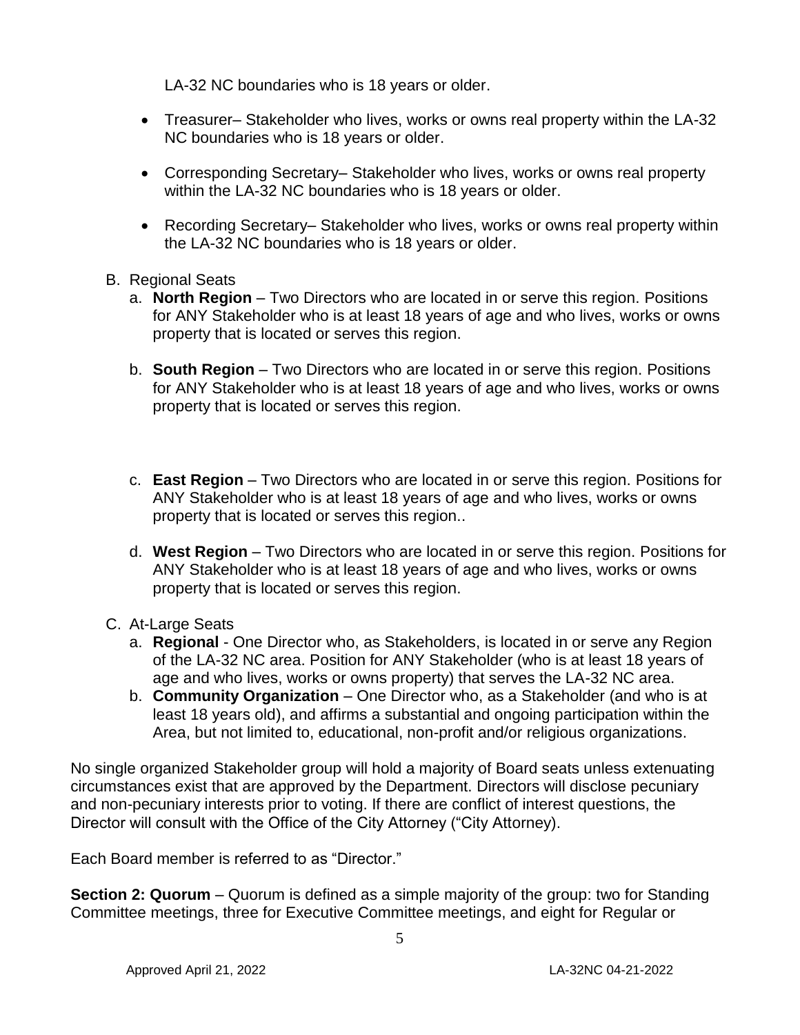LA-32 NC boundaries who is 18 years or older.

- Treasurer– Stakeholder who lives, works or owns real property within the LA-32 NC boundaries who is 18 years or older.
- Corresponding Secretary– Stakeholder who lives, works or owns real property within the LA-32 NC boundaries who is 18 years or older.
- Recording Secretary– Stakeholder who lives, works or owns real property within the LA-32 NC boundaries who is 18 years or older.

B. Regional Seats

a. **North Region** – Two Directors who are located in or serve this region. Positions for ANY Stakeholder who is at least 18 years of age and who lives, works or owns property that is located or serves this region.

b. **South Region** – Two Directors who are located in or serve this region. Positions for ANY Stakeholder who is at least 18 years of age and who lives, works or owns property that is located or serves this region.

c. **East Region** – Two Directors who are located in or serve this region. Positions for ANY Stakeholder who is at least 18 years of age and who lives, works or owns property that is located or serves this region..

d. **West Region** – Two Directors who are located in or serve this region. Positions for ANY Stakeholder who is at least 18 years of age and who lives, works or owns property that is located or serves this region.

C. At-Large Seats

a. **Regional** - One Director who, as Stakeholders, is located in or serve any Region of the LA-32 NC area. Position for ANY Stakeholder (who is at least 18 years of age and who lives, works or owns property) that serves the LA-32 NC area.

b. **Community Organization** – One Director who, as a Stakeholder (and who is at least 18 years old), and affirms a substantial and ongoing participation within the Area, but not limited to, educational, non-profit and/or religious organizations.

No single organized Stakeholder group will hold a majority of Board seats unless extenuating circumstances exist that are approved by the Department. Directors will disclose pecuniary and non-pecuniary interests prior to voting. If there are conflict of interest questions, the Director will consult with the Office of the City Attorney ("City Attorney).

Each Board member is referred to as "Director."

**Section 2: Quorum** – Quorum is defined as a simple majority of the group: two for Standing Committee meetings, three for Executive Committee meetings, and eight for Regular or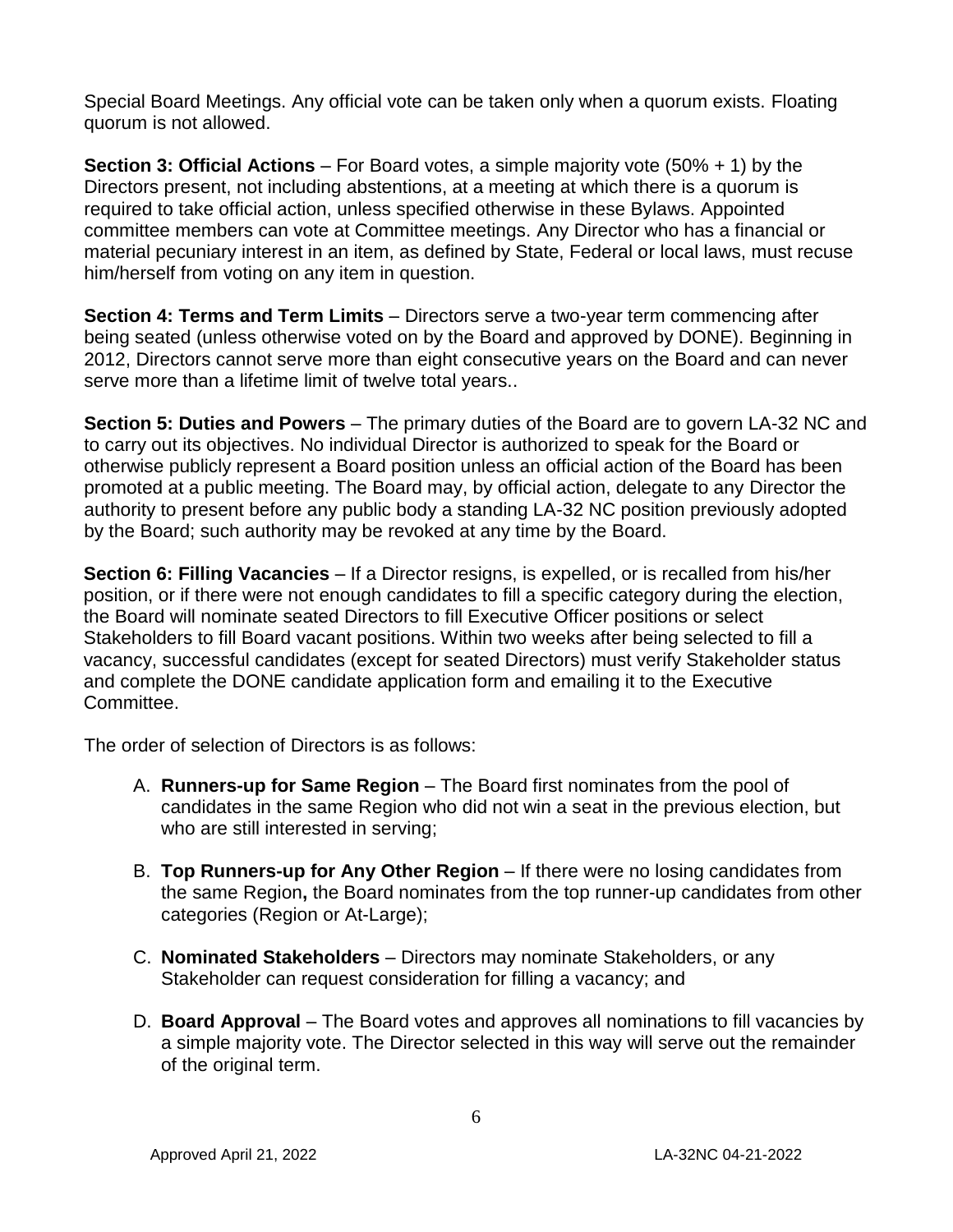Special Board Meetings. Any official vote can be taken only when a quorum exists. Floating quorum is not allowed.

**Section 3: Official Actions** – For Board votes, a simple majority vote (50% + 1) by the Directors present, not including abstentions, at a meeting at which there is a quorum is required to take official action, unless specified otherwise in these Bylaws. Appointed committee members can vote at Committee meetings. Any Director who has a financial or material pecuniary interest in an item, as defined by State, Federal or local laws, must recuse him/herself from voting on any item in question.

**Section 4: Terms and Term Limits** – Directors serve a two-year term commencing after being seated (unless otherwise voted on by the Board and approved by DONE). Beginning in 2012, Directors cannot serve more than eight consecutive years on the Board and can never serve more than a lifetime limit of twelve total years..

**Section 5: Duties and Powers** – The primary duties of the Board are to govern LA-32 NC and to carry out its objectives. No individual Director is authorized to speak for the Board or otherwise publicly represent a Board position unless an official action of the Board has been promoted at a public meeting. The Board may, by official action, delegate to any Director the authority to present before any public body a standing LA-32 NC position previously adopted by the Board; such authority may be revoked at any time by the Board.

**Section 6: Filling Vacancies** – If a Director resigns, is expelled, or is recalled from his/her position, or if there were not enough candidates to fill a specific category during the election, the Board will nominate seated Directors to fill Executive Officer positions or select Stakeholders to fill Board vacant positions. Within two weeks after being selected to fill a vacancy, successful candidates (except for seated Directors) must verify Stakeholder status and complete the DONE candidate application form and emailing it to the Executive Committee.

The order of selection of Directors is as follows:

A. **Runners-up for Same Region** – The Board first nominates from the pool of candidates in the same Region who did not win a seat in the previous election, but who are still interested in serving;

B. **Top Runners-up for Any Other Region** – If there were no losing candidates from the same Region**,** the Board nominates from the top runner-up candidates from other categories (Region or At-Large);

C. **Nominated Stakeholders** – Directors may nominate Stakeholders, or any Stakeholder can request consideration for filling a vacancy; and

D. **Board Approval** – The Board votes and approves all nominations to fill vacancies by a simple majority vote. The Director selected in this way will serve out the remainder of the original term.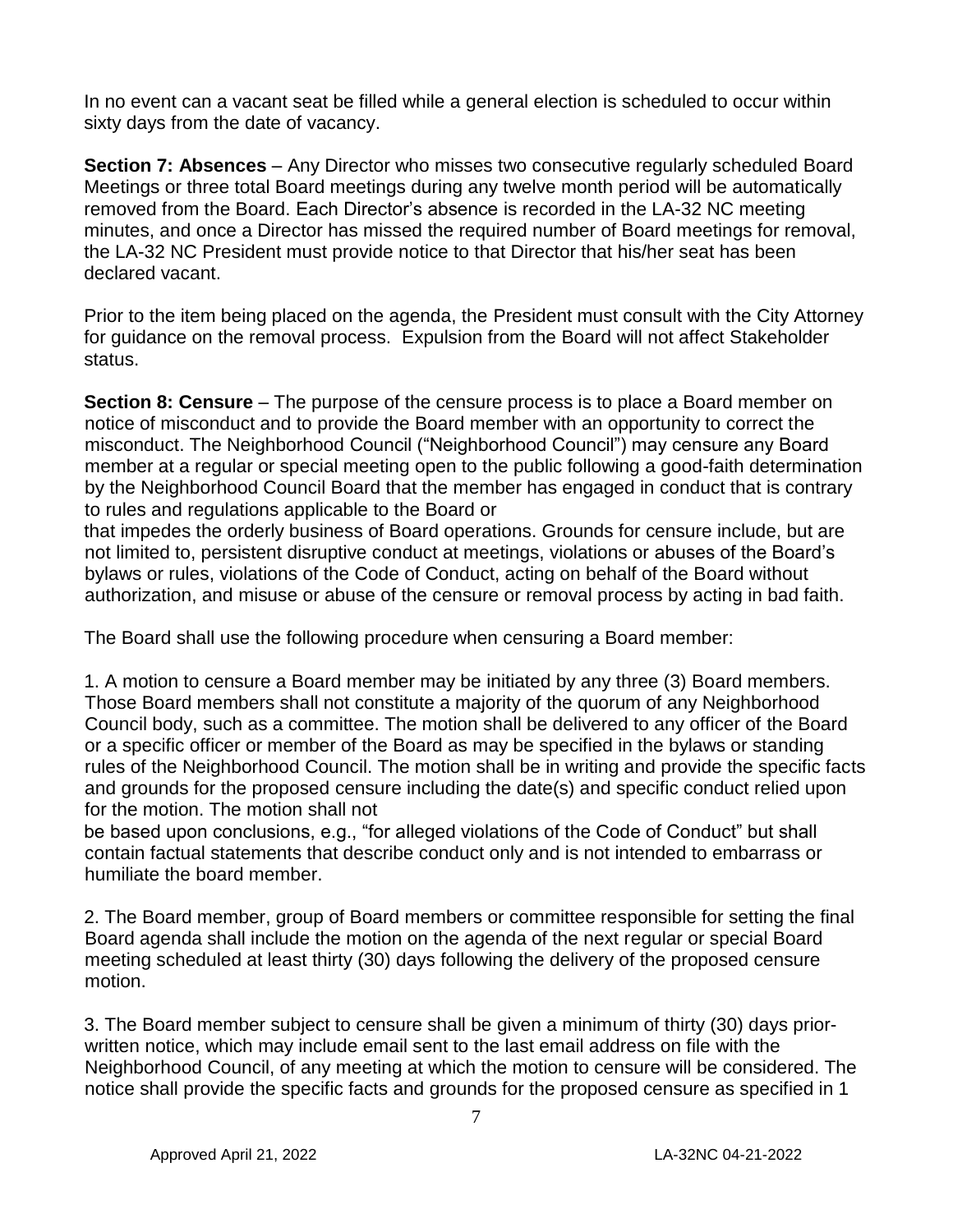In no event can a vacant seat be filled while a general election is scheduled to occur within sixty days from the date of vacancy.

**Section 7: Absences** – Any Director who misses two consecutive regularly scheduled Board Meetings or three total Board meetings during any twelve month period will be automatically removed from the Board. Each Director's absence is recorded in the LA-32 NC meeting minutes, and once a Director has missed the required number of Board meetings for removal, the LA-32 NC President must provide notice to that Director that his/her seat has been declared vacant.

Prior to the item being placed on the agenda, the President must consult with the City Attorney for guidance on the removal process. Expulsion from the Board will not affect Stakeholder status.

**Section 8: Censure** – The purpose of the censure process is to place a Board member on notice of misconduct and to provide the Board member with an opportunity to correct the misconduct. The Neighborhood Council ("Neighborhood Council") may censure any Board member at a regular or special meeting open to the public following a good-faith determination by the Neighborhood Council Board that the member has engaged in conduct that is contrary to rules and regulations applicable to the Board or that impedes the orderly business of Board operations. Grounds for censure include, but are not limited to, persistent disruptive conduct at meetings, violations or abuses of the Board's bylaws or rules, violations of the Code of Conduct, acting on behalf of the Board without authorization, and misuse or abuse of the censure or removal process by acting in bad faith.

The Board shall use the following procedure when censuring a Board member:

1. A motion to censure a Board member may be initiated by any three (3) Board members. Those Board members shall not constitute a majority of the quorum of any Neighborhood Council body, such as a committee. The motion shall be delivered to any officer of the Board or a specific officer or member of the Board as may be specified in the bylaws or standing rules of the Neighborhood Council. The motion shall be in writing and provide the specific facts and grounds for the proposed censure including the date(s) and specific conduct relied upon for the motion. The motion shall not be based upon conclusions, e.g., "for alleged violations of the Code of Conduct" but shall contain factual statements that describe conduct only and is not intended to embarrass or humiliate the board member.

2. The Board member, group of Board members or committee responsible for setting the final Board agenda shall include the motion on the agenda of the next regular or special Board meeting scheduled at least thirty (30) days following the delivery of the proposed censure motion.

3. The Board member subject to censure shall be given a minimum of thirty (30) days prior-written notice, which may include email sent to the last email address on file with the Neighborhood Council, of any meeting at which the motion to censure will be considered. The notice shall provide the specific facts and grounds for the proposed censure as specified in 1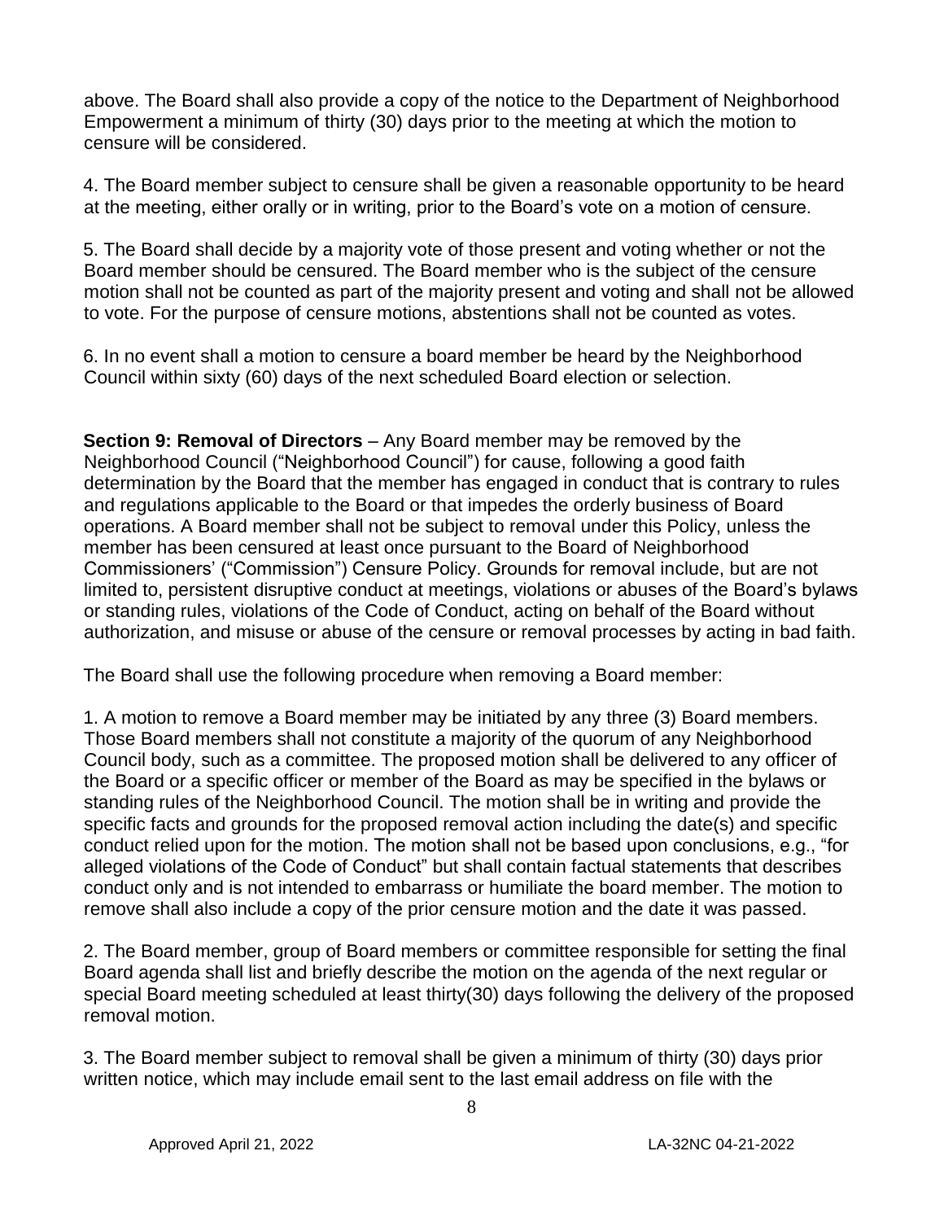above. The Board shall also provide a copy of the notice to the Department of Neighborhood Empowerment a minimum of thirty (30) days prior to the meeting at which the motion to censure will be considered.

4. The Board member subject to censure shall be given a reasonable opportunity to be heard at the meeting, either orally or in writing, prior to the Board's vote on a motion of censure.

5. The Board shall decide by a majority vote of those present and voting whether or not the Board member should be censured. The Board member who is the subject of the censure motion shall not be counted as part of the majority present and voting and shall not be allowed to vote. For the purpose of censure motions, abstentions shall not be counted as votes.

6. In no event shall a motion to censure a board member be heard by the Neighborhood Council within sixty (60) days of the next scheduled Board election or selection.

**Section 9: Removal of Directors** – Any Board member may be removed by the Neighborhood Council ("Neighborhood Council") for cause, following a good faith determination by the Board that the member has engaged in conduct that is contrary to rules and regulations applicable to the Board or that impedes the orderly business of Board operations. A Board member shall not be subject to removal under this Policy, unless the member has been censured at least once pursuant to the Board of Neighborhood Commissioners' ("Commission") Censure Policy. Grounds for removal include, but are not limited to, persistent disruptive conduct at meetings, violations or abuses of the Board's bylaws or standing rules, violations of the Code of Conduct, acting on behalf of the Board without authorization, and misuse or abuse of the censure or removal processes by acting in bad faith.

The Board shall use the following procedure when removing a Board member:

1. A motion to remove a Board member may be initiated by any three (3) Board members. Those Board members shall not constitute a majority of the quorum of any Neighborhood Council body, such as a committee. The proposed motion shall be delivered to any officer of the Board or a specific officer or member of the Board as may be specified in the bylaws or standing rules of the Neighborhood Council. The motion shall be in writing and provide the specific facts and grounds for the proposed removal action including the date(s) and specific conduct relied upon for the motion. The motion shall not be based upon conclusions, e.g., "for alleged violations of the Code of Conduct" but shall contain factual statements that describes conduct only and is not intended to embarrass or humiliate the board member. The motion to remove shall also include a copy of the prior censure motion and the date it was passed.

2. The Board member, group of Board members or committee responsible for setting the final Board agenda shall list and briefly describe the motion on the agenda of the next regular or special Board meeting scheduled at least thirty(30) days following the delivery of the proposed removal motion.

3. The Board member subject to removal shall be given a minimum of thirty (30) days prior written notice, which may include email sent to the last email address on file with the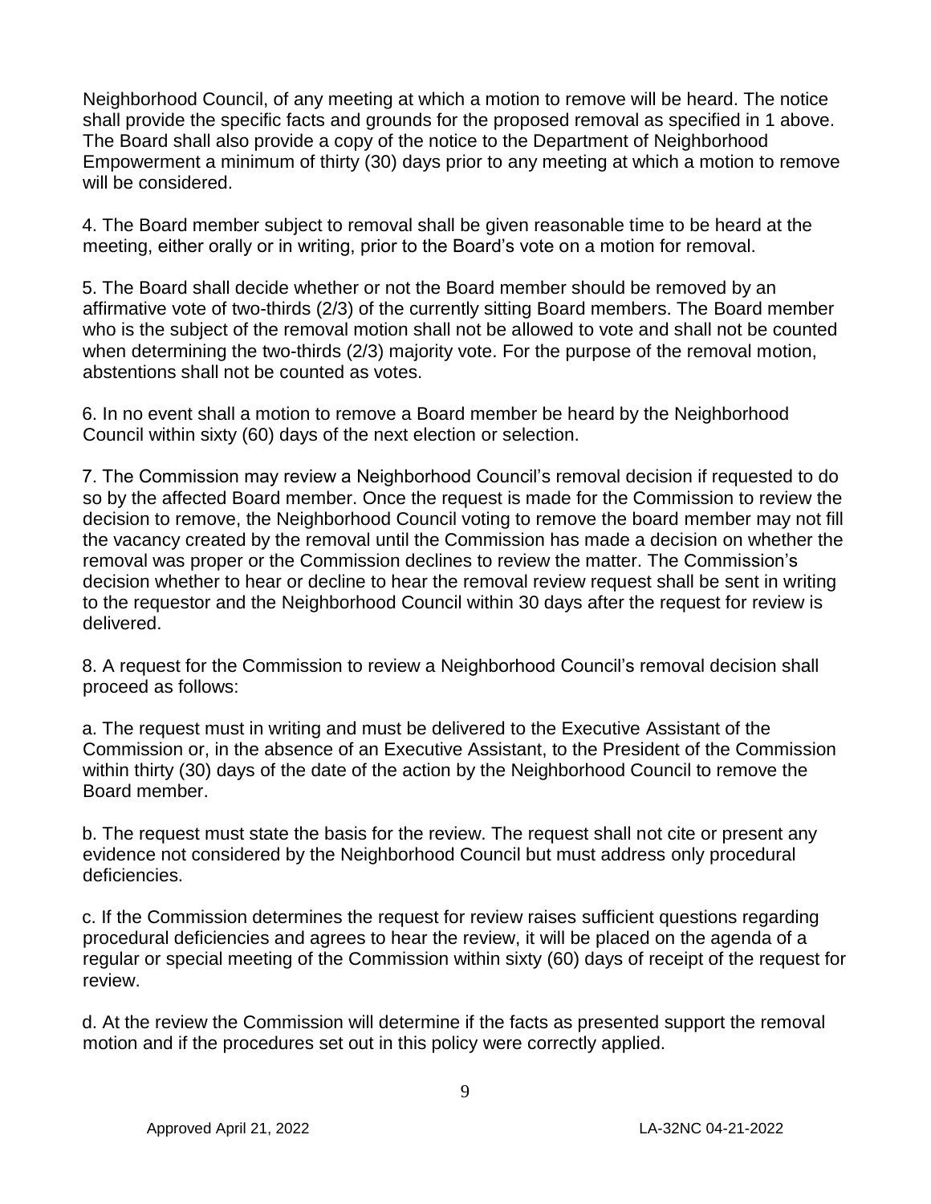Neighborhood Council, of any meeting at which a motion to remove will be heard. The notice shall provide the specific facts and grounds for the proposed removal as specified in 1 above. The Board shall also provide a copy of the notice to the Department of Neighborhood Empowerment a minimum of thirty (30) days prior to any meeting at which a motion to remove will be considered.

4. The Board member subject to removal shall be given reasonable time to be heard at the meeting, either orally or in writing, prior to the Board's vote on a motion for removal.

5. The Board shall decide whether or not the Board member should be removed by an affirmative vote of two-thirds (2/3) of the currently sitting Board members. The Board member who is the subject of the removal motion shall not be allowed to vote and shall not be counted when determining the two-thirds (2/3) majority vote. For the purpose of the removal motion, abstentions shall not be counted as votes.

6. In no event shall a motion to remove a Board member be heard by the Neighborhood Council within sixty (60) days of the next election or selection.

7. The Commission may review a Neighborhood Council's removal decision if requested to do so by the affected Board member. Once the request is made for the Commission to review the decision to remove, the Neighborhood Council voting to remove the board member may not fill the vacancy created by the removal until the Commission has made a decision on whether the removal was proper or the Commission declines to review the matter. The Commission's decision whether to hear or decline to hear the removal review request shall be sent in writing to the requestor and the Neighborhood Council within 30 days after the request for review is delivered.

8. A request for the Commission to review a Neighborhood Council's removal decision shall proceed as follows:

a. The request must in writing and must be delivered to the Executive Assistant of the Commission or, in the absence of an Executive Assistant, to the President of the Commission within thirty (30) days of the date of the action by the Neighborhood Council to remove the Board member.

b. The request must state the basis for the review. The request shall not cite or present any evidence not considered by the Neighborhood Council but must address only procedural deficiencies.

c. If the Commission determines the request for review raises sufficient questions regarding procedural deficiencies and agrees to hear the review, it will be placed on the agenda of a regular or special meeting of the Commission within sixty (60) days of receipt of the request for review.

d. At the review the Commission will determine if the facts as presented support the removal motion and if the procedures set out in this policy were correctly applied.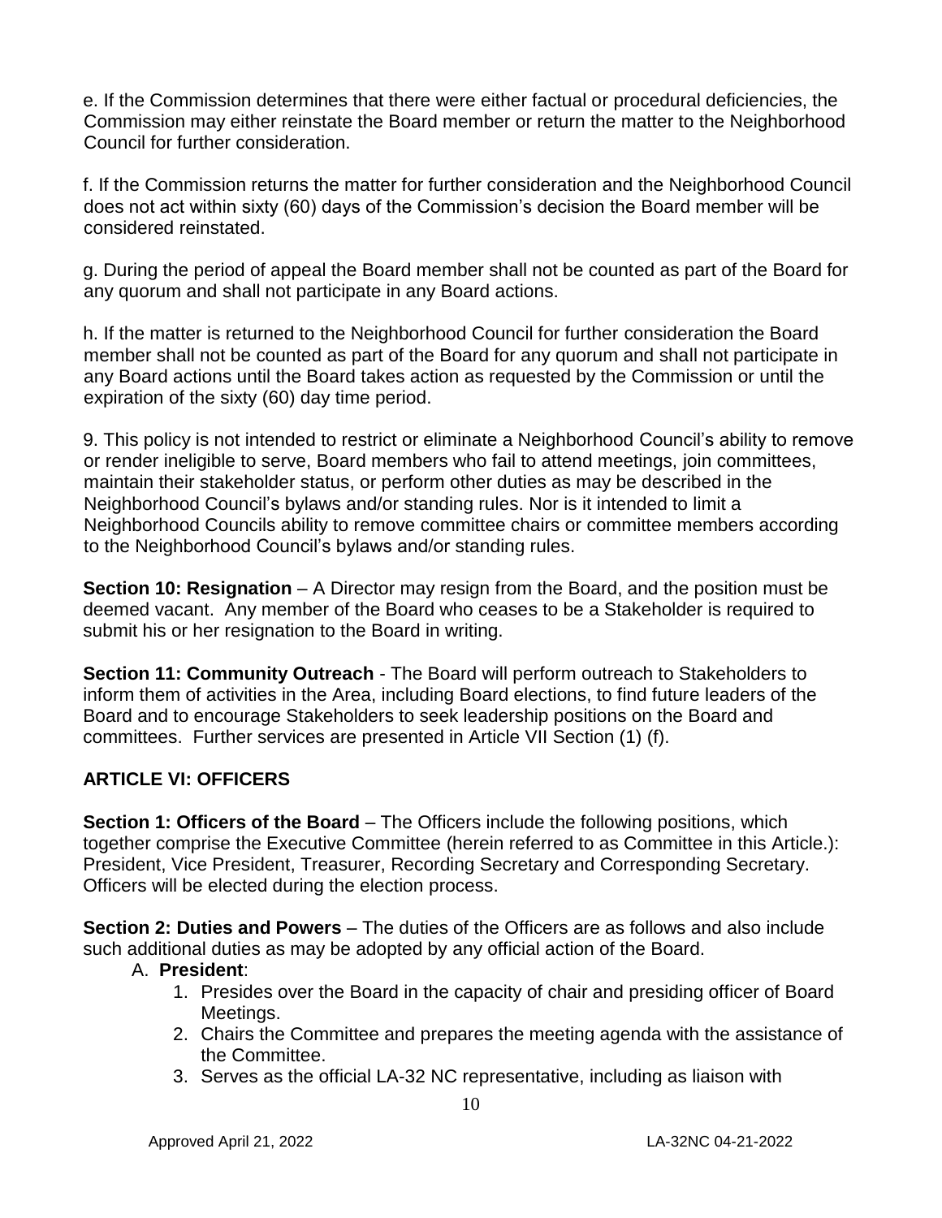e. If the Commission determines that there were either factual or procedural deficiencies, the Commission may either reinstate the Board member or return the matter to the Neighborhood Council for further consideration.

f. If the Commission returns the matter for further consideration and the Neighborhood Council does not act within sixty (60) days of the Commission's decision the Board member will be considered reinstated.

g. During the period of appeal the Board member shall not be counted as part of the Board for any quorum and shall not participate in any Board actions.

h. If the matter is returned to the Neighborhood Council for further consideration the Board member shall not be counted as part of the Board for any quorum and shall not participate in any Board actions until the Board takes action as requested by the Commission or until the expiration of the sixty (60) day time period.

9. This policy is not intended to restrict or eliminate a Neighborhood Council's ability to remove or render ineligible to serve, Board members who fail to attend meetings, join committees, maintain their stakeholder status, or perform other duties as may be described in the Neighborhood Council's bylaws and/or standing rules. Nor is it intended to limit a Neighborhood Councils ability to remove committee chairs or committee members according to the Neighborhood Council's bylaws and/or standing rules.

**Section 10: Resignation** – A Director may resign from the Board, and the position must be deemed vacant. Any member of the Board who ceases to be a Stakeholder is required to submit his or her resignation to the Board in writing.

**Section 11: Community Outreach** - The Board will perform outreach to Stakeholders to inform them of activities in the Area, including Board elections, to find future leaders of the Board and to encourage Stakeholders to seek leadership positions on the Board and committees. Further services are presented in Article VII Section (1) (f).

## ARTICLE VI: OFFICERS

**Section 1: Officers of the Board** – The Officers include the following positions, which together comprise the Executive Committee (herein referred to as Committee in this Article.): President, Vice President, Treasurer, Recording Secretary and Corresponding Secretary. Officers will be elected during the election process.

**Section 2: Duties and Powers** – The duties of the Officers are as follows and also include such additional duties as may be adopted by any official action of the Board.

A. **President**:
   1. Presides over the Board in the capacity of chair and presiding officer of Board Meetings.
   2. Chairs the Committee and prepares the meeting agenda with the assistance of the Committee.
   3. Serves as the official LA-32 NC representative, including as liaison with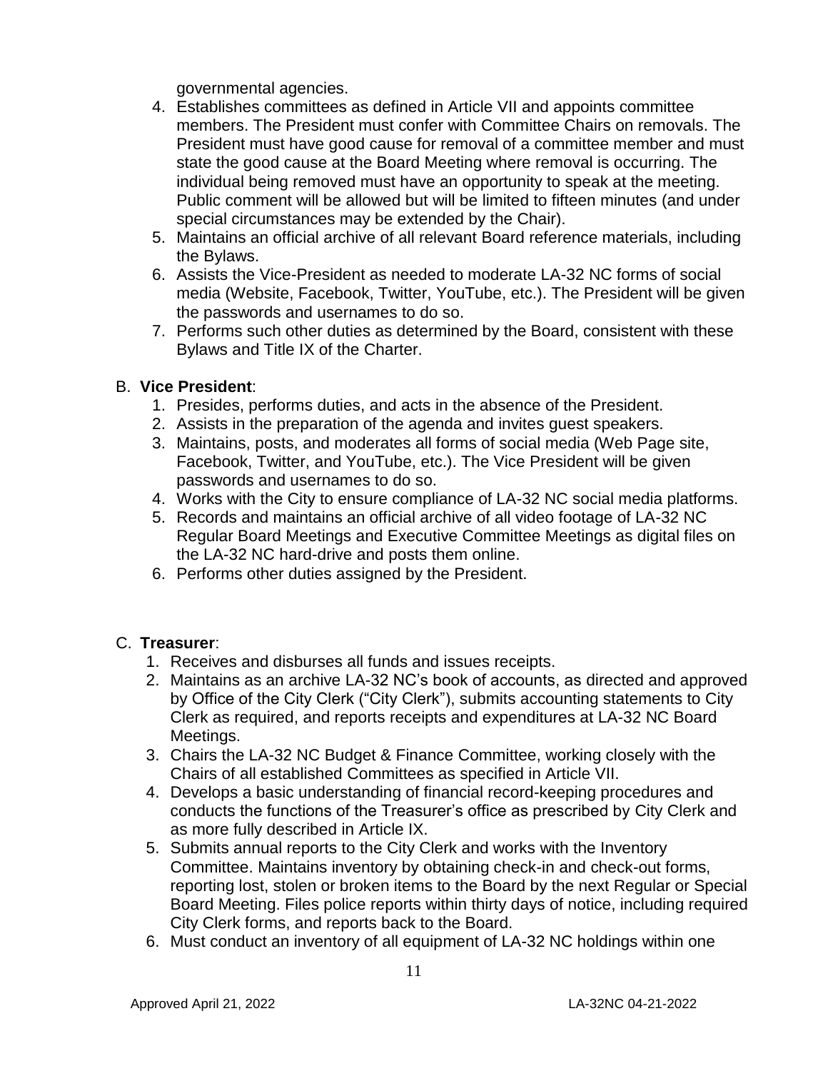governmental agencies.

4. Establishes committees as defined in Article VII and appoints committee members. The President must confer with Committee Chairs on removals. The President must have good cause for removal of a committee member and must state the good cause at the Board Meeting where removal is occurring. The individual being removed must have an opportunity to speak at the meeting. Public comment will be allowed but will be limited to fifteen minutes (and under special circumstances may be extended by the Chair).
5. Maintains an official archive of all relevant Board reference materials, including the Bylaws.
6. Assists the Vice-President as needed to moderate LA-32 NC forms of social media (Website, Facebook, Twitter, YouTube, etc.). The President will be given the passwords and usernames to do so.
7. Performs such other duties as determined by the Board, consistent with these Bylaws and Title IX of the Charter.

B. **Vice President**:

1. Presides, performs duties, and acts in the absence of the President.
2. Assists in the preparation of the agenda and invites guest speakers.
3. Maintains, posts, and moderates all forms of social media (Web Page site, Facebook, Twitter, and YouTube, etc.). The Vice President will be given passwords and usernames to do so.
4. Works with the City to ensure compliance of LA-32 NC social media platforms.
5. Records and maintains an official archive of all video footage of LA-32 NC Regular Board Meetings and Executive Committee Meetings as digital files on the LA-32 NC hard-drive and posts them online.
6. Performs other duties assigned by the President.

C. **Treasurer**:

1. Receives and disburses all funds and issues receipts.
2. Maintains as an archive LA-32 NC's book of accounts, as directed and approved by Office of the City Clerk ("City Clerk"), submits accounting statements to City Clerk as required, and reports receipts and expenditures at LA-32 NC Board Meetings.
3. Chairs the LA-32 NC Budget & Finance Committee, working closely with the Chairs of all established Committees as specified in Article VII.
4. Develops a basic understanding of financial record-keeping procedures and conducts the functions of the Treasurer's office as prescribed by City Clerk and as more fully described in Article IX.
5. Submits annual reports to the City Clerk and works with the Inventory Committee. Maintains inventory by obtaining check-in and check-out forms, reporting lost, stolen or broken items to the Board by the next Regular or Special Board Meeting. Files police reports within thirty days of notice, including required City Clerk forms, and reports back to the Board.
6. Must conduct an inventory of all equipment of LA-32 NC holdings within one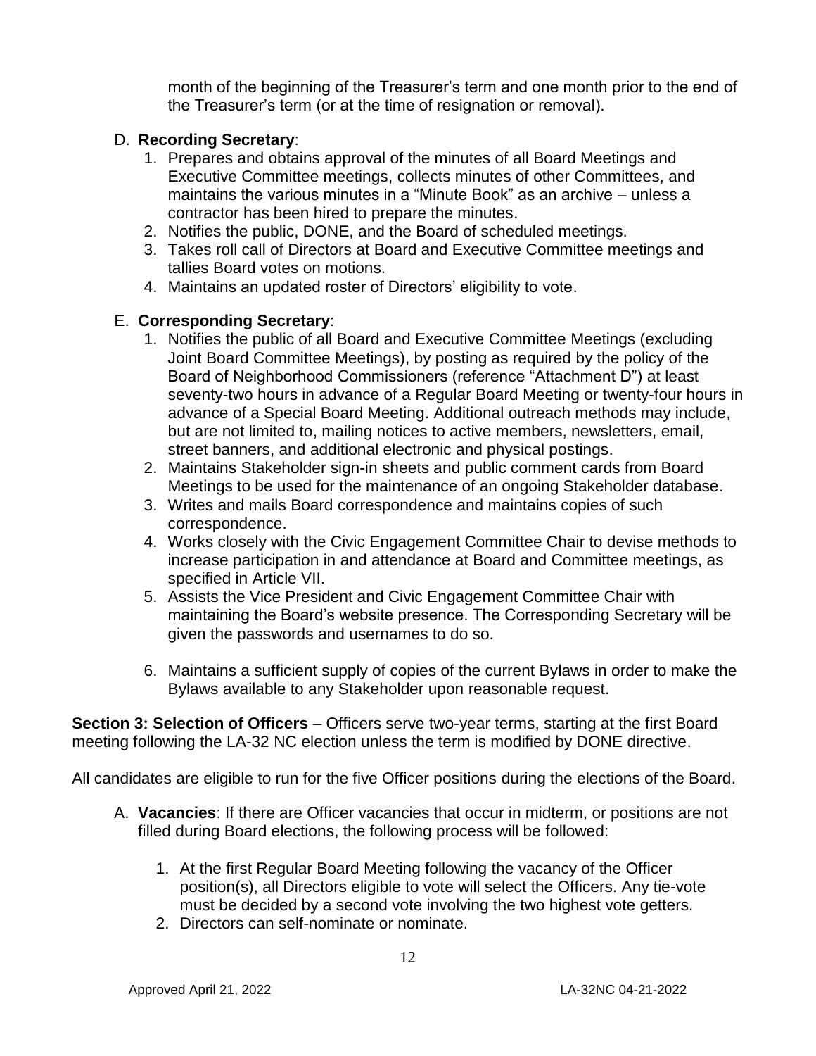month of the beginning of the Treasurer's term and one month prior to the end of the Treasurer's term (or at the time of resignation or removal).

D. **Recording Secretary**:
   1. Prepares and obtains approval of the minutes of all Board Meetings and Executive Committee meetings, collects minutes of other Committees, and maintains the various minutes in a "Minute Book" as an archive – unless a contractor has been hired to prepare the minutes.
   2. Notifies the public, DONE, and the Board of scheduled meetings.
   3. Takes roll call of Directors at Board and Executive Committee meetings and tallies Board votes on motions.
   4. Maintains an updated roster of Directors' eligibility to vote.

E. **Corresponding Secretary**:
   1. Notifies the public of all Board and Executive Committee Meetings (excluding Joint Board Committee Meetings), by posting as required by the policy of the Board of Neighborhood Commissioners (reference "Attachment D") at least seventy-two hours in advance of a Regular Board Meeting or twenty-four hours in advance of a Special Board Meeting. Additional outreach methods may include, but are not limited to, mailing notices to active members, newsletters, email, street banners, and additional electronic and physical postings.
   2. Maintains Stakeholder sign-in sheets and public comment cards from Board Meetings to be used for the maintenance of an ongoing Stakeholder database.
   3. Writes and mails Board correspondence and maintains copies of such correspondence.
   4. Works closely with the Civic Engagement Committee Chair to devise methods to increase participation in and attendance at Board and Committee meetings, as specified in Article VII.
   5. Assists the Vice President and Civic Engagement Committee Chair with maintaining the Board's website presence. The Corresponding Secretary will be given the passwords and usernames to do so.
   6. Maintains a sufficient supply of copies of the current Bylaws in order to make the Bylaws available to any Stakeholder upon reasonable request.

**Section 3: Selection of Officers** – Officers serve two-year terms, starting at the first Board meeting following the LA-32 NC election unless the term is modified by DONE directive.

All candidates are eligible to run for the five Officer positions during the elections of the Board.

A. **Vacancies**: If there are Officer vacancies that occur in midterm, or positions are not filled during Board elections, the following process will be followed:
   1. At the first Regular Board Meeting following the vacancy of the Officer position(s), all Directors eligible to vote will select the Officers. Any tie-vote must be decided by a second vote involving the two highest vote getters.
   2. Directors can self-nominate or nominate.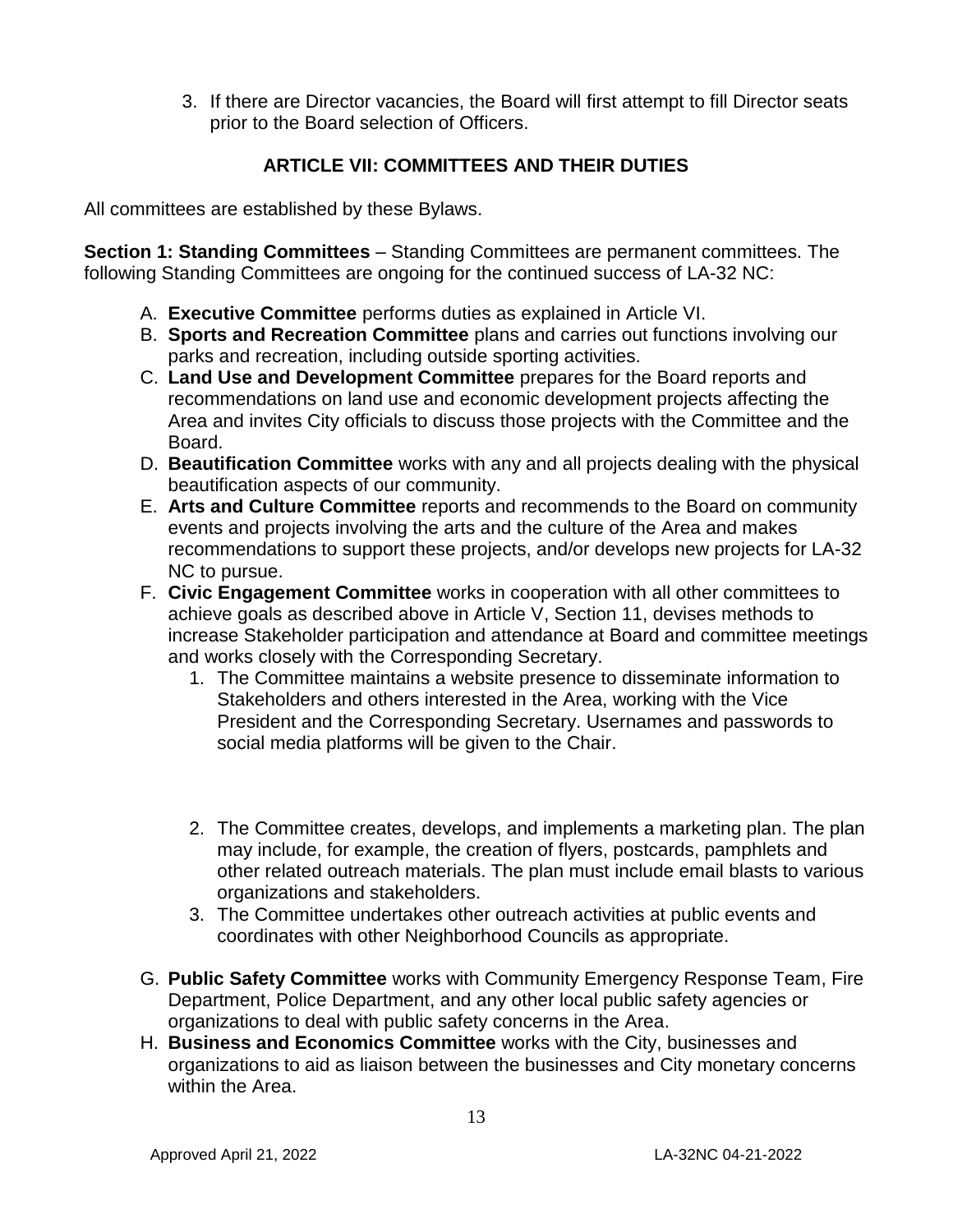3. If there are Director vacancies, the Board will first attempt to fill Director seats prior to the Board selection of Officers.

## ARTICLE VII: COMMITTEES AND THEIR DUTIES

All committees are established by these Bylaws.

**Section 1: Standing Committees** – Standing Committees are permanent committees. The following Standing Committees are ongoing for the continued success of LA-32 NC:

A. **Executive Committee** performs duties as explained in Article VI.
B. **Sports and Recreation Committee** plans and carries out functions involving our parks and recreation, including outside sporting activities.
C. **Land Use and Development Committee** prepares for the Board reports and recommendations on land use and economic development projects affecting the Area and invites City officials to discuss those projects with the Committee and the Board.
D. **Beautification Committee** works with any and all projects dealing with the physical beautification aspects of our community.
E. **Arts and Culture Committee** reports and recommends to the Board on community events and projects involving the arts and the culture of the Area and makes recommendations to support these projects, and/or develops new projects for LA-32 NC to pursue.
F. **Civic Engagement Committee** works in cooperation with all other committees to achieve goals as described above in Article V, Section 11, devises methods to increase Stakeholder participation and attendance at Board and committee meetings and works closely with the Corresponding Secretary.
   1. The Committee maintains a website presence to disseminate information to Stakeholders and others interested in the Area, working with the Vice President and the Corresponding Secretary. Usernames and passwords to social media platforms will be given to the Chair.
   2. The Committee creates, develops, and implements a marketing plan. The plan may include, for example, the creation of flyers, postcards, pamphlets and other related outreach materials. The plan must include email blasts to various organizations and stakeholders.
   3. The Committee undertakes other outreach activities at public events and coordinates with other Neighborhood Councils as appropriate.
G. **Public Safety Committee** works with Community Emergency Response Team, Fire Department, Police Department, and any other local public safety agencies or organizations to deal with public safety concerns in the Area.
H. **Business and Economics Committee** works with the City, businesses and organizations to aid as liaison between the businesses and City monetary concerns within the Area.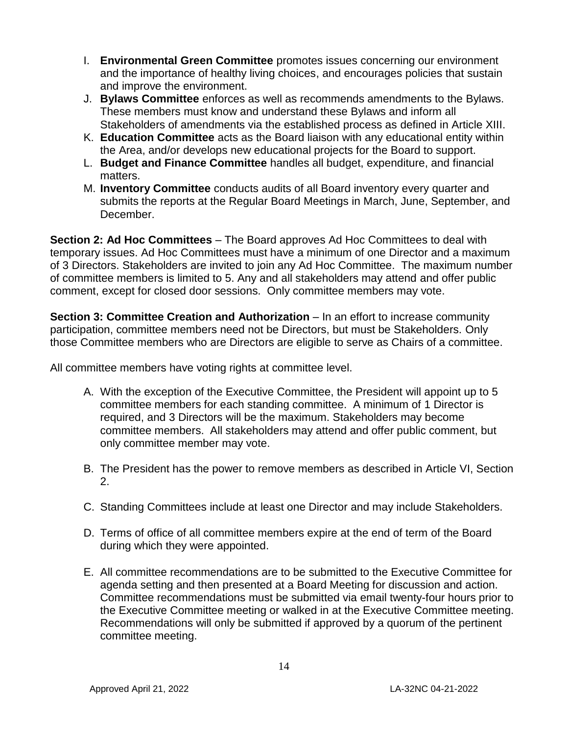I. **Environmental Green Committee** promotes issues concerning our environment and the importance of healthy living choices, and encourages policies that sustain and improve the environment.
J. **Bylaws Committee** enforces as well as recommends amendments to the Bylaws. These members must know and understand these Bylaws and inform all Stakeholders of amendments via the established process as defined in Article XIII.
K. **Education Committee** acts as the Board liaison with any educational entity within the Area, and/or develops new educational projects for the Board to support.
L. **Budget and Finance Committee** handles all budget, expenditure, and financial matters.
M. **Inventory Committee** conducts audits of all Board inventory every quarter and submits the reports at the Regular Board Meetings in March, June, September, and December.

**Section 2: Ad Hoc Committees** – The Board approves Ad Hoc Committees to deal with temporary issues. Ad Hoc Committees must have a minimum of one Director and a maximum of 3 Directors. Stakeholders are invited to join any Ad Hoc Committee. The maximum number of committee members is limited to 5. Any and all stakeholders may attend and offer public comment, except for closed door sessions. Only committee members may vote.

**Section 3: Committee Creation and Authorization** – In an effort to increase community participation, committee members need not be Directors, but must be Stakeholders. Only those Committee members who are Directors are eligible to serve as Chairs of a committee.

All committee members have voting rights at committee level.

A. With the exception of the Executive Committee, the President will appoint up to 5 committee members for each standing committee. A minimum of 1 Director is required, and 3 Directors will be the maximum. Stakeholders may become committee members. All stakeholders may attend and offer public comment, but only committee member may vote.

B. The President has the power to remove members as described in Article VI, Section 2.

C. Standing Committees include at least one Director and may include Stakeholders.

D. Terms of office of all committee members expire at the end of term of the Board during which they were appointed.

E. All committee recommendations are to be submitted to the Executive Committee for agenda setting and then presented at a Board Meeting for discussion and action. Committee recommendations must be submitted via email twenty-four hours prior to the Executive Committee meeting or walked in at the Executive Committee meeting. Recommendations will only be submitted if approved by a quorum of the pertinent committee meeting.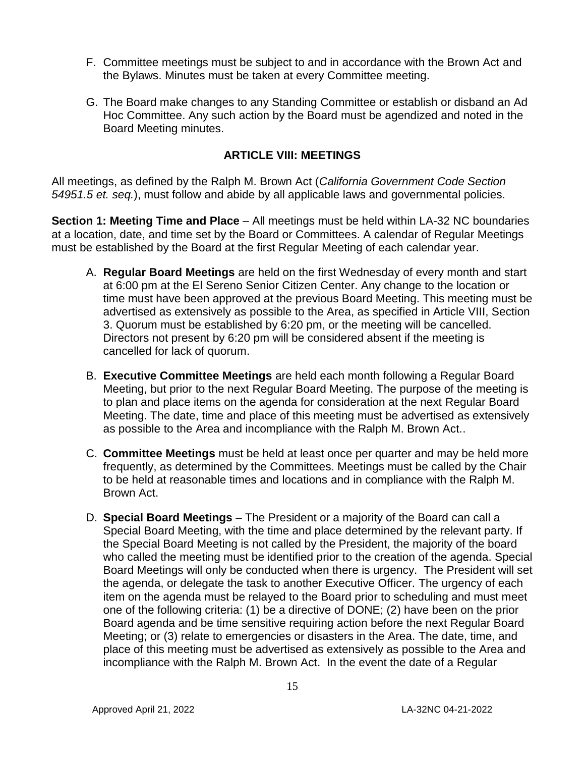F. Committee meetings must be subject to and in accordance with the Brown Act and the Bylaws. Minutes must be taken at every Committee meeting.

G. The Board make changes to any Standing Committee or establish or disband an Ad Hoc Committee. Any such action by the Board must be agendized and noted in the Board Meeting minutes.

## ARTICLE VIII: MEETINGS

All meetings, as defined by the Ralph M. Brown Act (*California Government Code Section 54951.5 et. seq.*), must follow and abide by all applicable laws and governmental policies.

**Section 1: Meeting Time and Place** – All meetings must be held within LA-32 NC boundaries at a location, date, and time set by the Board or Committees. A calendar of Regular Meetings must be established by the Board at the first Regular Meeting of each calendar year.

A. **Regular Board Meetings** are held on the first Wednesday of every month and start at 6:00 pm at the El Sereno Senior Citizen Center. Any change to the location or time must have been approved at the previous Board Meeting. This meeting must be advertised as extensively as possible to the Area, as specified in Article VIII, Section 3. Quorum must be established by 6:20 pm, or the meeting will be cancelled. Directors not present by 6:20 pm will be considered absent if the meeting is cancelled for lack of quorum.

B. **Executive Committee Meetings** are held each month following a Regular Board Meeting, but prior to the next Regular Board Meeting. The purpose of the meeting is to plan and place items on the agenda for consideration at the next Regular Board Meeting. The date, time and place of this meeting must be advertised as extensively as possible to the Area and incompliance with the Ralph M. Brown Act..

C. **Committee Meetings** must be held at least once per quarter and may be held more frequently, as determined by the Committees. Meetings must be called by the Chair to be held at reasonable times and locations and in compliance with the Ralph M. Brown Act.

D. **Special Board Meetings** – The President or a majority of the Board can call a Special Board Meeting, with the time and place determined by the relevant party. If the Special Board Meeting is not called by the President, the majority of the board who called the meeting must be identified prior to the creation of the agenda. Special Board Meetings will only be conducted when there is urgency. The President will set the agenda, or delegate the task to another Executive Officer. The urgency of each item on the agenda must be relayed to the Board prior to scheduling and must meet one of the following criteria: (1) be a directive of DONE; (2) have been on the prior Board agenda and be time sensitive requiring action before the next Regular Board Meeting; or (3) relate to emergencies or disasters in the Area. The date, time, and place of this meeting must be advertised as extensively as possible to the Area and incompliance with the Ralph M. Brown Act. In the event the date of a Regular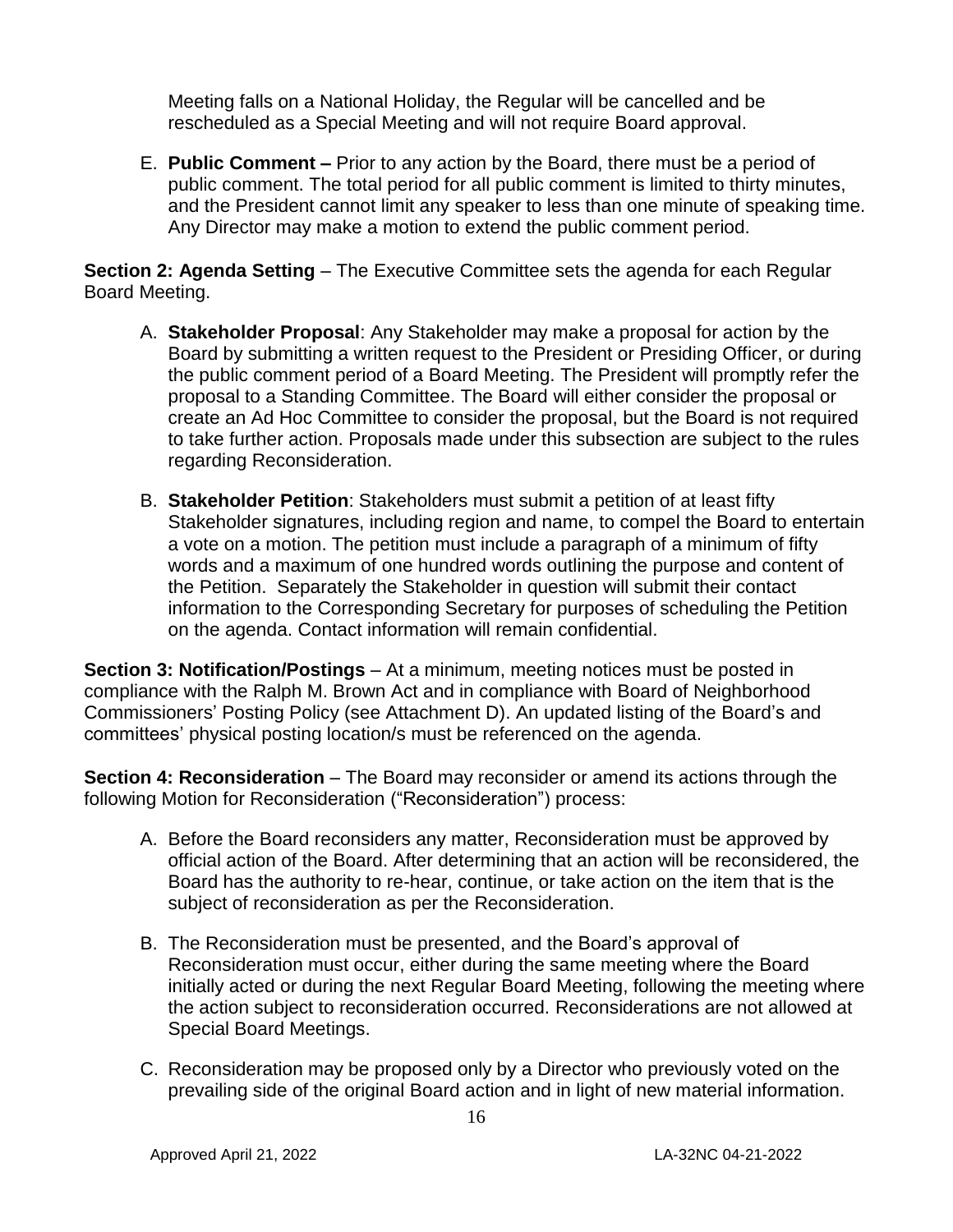Meeting falls on a National Holiday, the Regular will be cancelled and be rescheduled as a Special Meeting and will not require Board approval.

E. **Public Comment –** Prior to any action by the Board, there must be a period of public comment. The total period for all public comment is limited to thirty minutes, and the President cannot limit any speaker to less than one minute of speaking time. Any Director may make a motion to extend the public comment period.

**Section 2: Agenda Setting** – The Executive Committee sets the agenda for each Regular Board Meeting.

A. **Stakeholder Proposal**: Any Stakeholder may make a proposal for action by the Board by submitting a written request to the President or Presiding Officer, or during the public comment period of a Board Meeting. The President will promptly refer the proposal to a Standing Committee. The Board will either consider the proposal or create an Ad Hoc Committee to consider the proposal, but the Board is not required to take further action. Proposals made under this subsection are subject to the rules regarding Reconsideration.

B. **Stakeholder Petition**: Stakeholders must submit a petition of at least fifty Stakeholder signatures, including region and name, to compel the Board to entertain a vote on a motion. The petition must include a paragraph of a minimum of fifty words and a maximum of one hundred words outlining the purpose and content of the Petition. Separately the Stakeholder in question will submit their contact information to the Corresponding Secretary for purposes of scheduling the Petition on the agenda. Contact information will remain confidential.

**Section 3: Notification/Postings** – At a minimum, meeting notices must be posted in compliance with the Ralph M. Brown Act and in compliance with Board of Neighborhood Commissioners' Posting Policy (see Attachment D). An updated listing of the Board's and committees' physical posting location/s must be referenced on the agenda.

**Section 4: Reconsideration** – The Board may reconsider or amend its actions through the following Motion for Reconsideration ("Reconsideration") process:

A. Before the Board reconsiders any matter, Reconsideration must be approved by official action of the Board. After determining that an action will be reconsidered, the Board has the authority to re-hear, continue, or take action on the item that is the subject of reconsideration as per the Reconsideration.

B. The Reconsideration must be presented, and the Board's approval of Reconsideration must occur, either during the same meeting where the Board initially acted or during the next Regular Board Meeting, following the meeting where the action subject to reconsideration occurred. Reconsiderations are not allowed at Special Board Meetings.

C. Reconsideration may be proposed only by a Director who previously voted on the prevailing side of the original Board action and in light of new material information.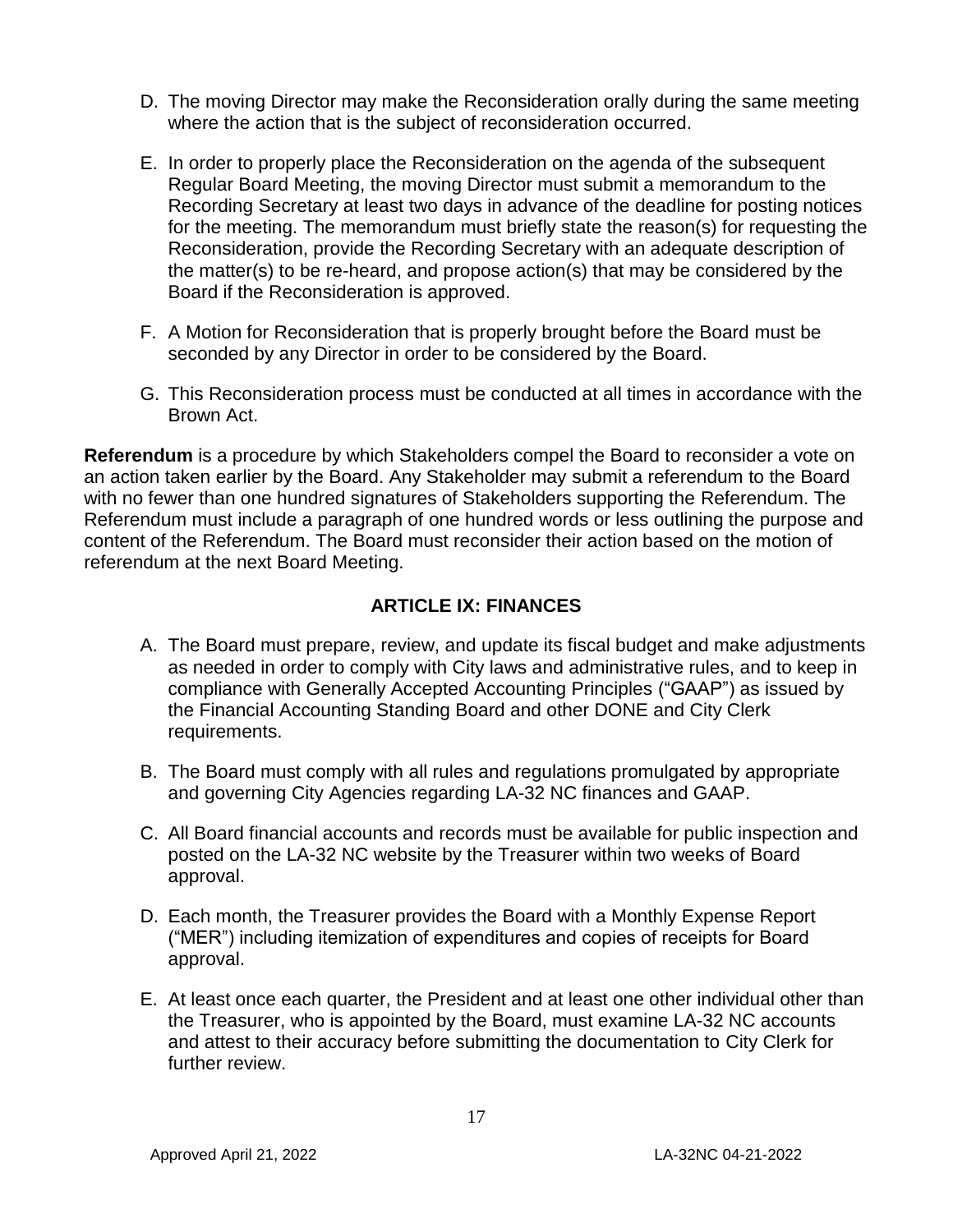D. The moving Director may make the Reconsideration orally during the same meeting where the action that is the subject of reconsideration occurred.

E. In order to properly place the Reconsideration on the agenda of the subsequent Regular Board Meeting, the moving Director must submit a memorandum to the Recording Secretary at least two days in advance of the deadline for posting notices for the meeting. The memorandum must briefly state the reason(s) for requesting the Reconsideration, provide the Recording Secretary with an adequate description of the matter(s) to be re-heard, and propose action(s) that may be considered by the Board if the Reconsideration is approved.

F. A Motion for Reconsideration that is properly brought before the Board must be seconded by any Director in order to be considered by the Board.

G. This Reconsideration process must be conducted at all times in accordance with the Brown Act.

**Referendum** is a procedure by which Stakeholders compel the Board to reconsider a vote on an action taken earlier by the Board. Any Stakeholder may submit a referendum to the Board with no fewer than one hundred signatures of Stakeholders supporting the Referendum. The Referendum must include a paragraph of one hundred words or less outlining the purpose and content of the Referendum. The Board must reconsider their action based on the motion of referendum at the next Board Meeting.

## ARTICLE IX: FINANCES

A. The Board must prepare, review, and update its fiscal budget and make adjustments as needed in order to comply with City laws and administrative rules, and to keep in compliance with Generally Accepted Accounting Principles ("GAAP") as issued by the Financial Accounting Standing Board and other DONE and City Clerk requirements.

B. The Board must comply with all rules and regulations promulgated by appropriate and governing City Agencies regarding LA-32 NC finances and GAAP.

C. All Board financial accounts and records must be available for public inspection and posted on the LA-32 NC website by the Treasurer within two weeks of Board approval.

D. Each month, the Treasurer provides the Board with a Monthly Expense Report ("MER") including itemization of expenditures and copies of receipts for Board approval.

E. At least once each quarter, the President and at least one other individual other than the Treasurer, who is appointed by the Board, must examine LA-32 NC accounts and attest to their accuracy before submitting the documentation to City Clerk for further review.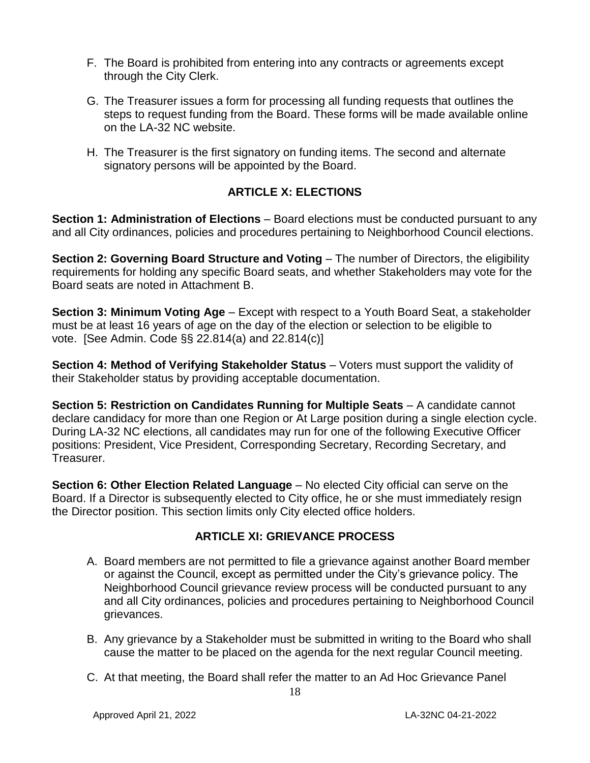F. The Board is prohibited from entering into any contracts or agreements except through the City Clerk.

G. The Treasurer issues a form for processing all funding requests that outlines the steps to request funding from the Board. These forms will be made available online on the LA-32 NC website.

H. The Treasurer is the first signatory on funding items. The second and alternate signatory persons will be appointed by the Board.

## ARTICLE X: ELECTIONS

**Section 1: Administration of Elections** – Board elections must be conducted pursuant to any and all City ordinances, policies and procedures pertaining to Neighborhood Council elections.

**Section 2: Governing Board Structure and Voting** – The number of Directors, the eligibility requirements for holding any specific Board seats, and whether Stakeholders may vote for the Board seats are noted in Attachment B.

**Section 3: Minimum Voting Age** – Except with respect to a Youth Board Seat, a stakeholder must be at least 16 years of age on the day of the election or selection to be eligible to vote. [See Admin. Code §§ 22.814(a) and 22.814(c)]

**Section 4: Method of Verifying Stakeholder Status** – Voters must support the validity of their Stakeholder status by providing acceptable documentation.

**Section 5: Restriction on Candidates Running for Multiple Seats** – A candidate cannot declare candidacy for more than one Region or At Large position during a single election cycle. During LA-32 NC elections, all candidates may run for one of the following Executive Officer positions: President, Vice President, Corresponding Secretary, Recording Secretary, and Treasurer.

**Section 6: Other Election Related Language** – No elected City official can serve on the Board. If a Director is subsequently elected to City office, he or she must immediately resign the Director position. This section limits only City elected office holders.

## ARTICLE XI: GRIEVANCE PROCESS

A. Board members are not permitted to file a grievance against another Board member or against the Council, except as permitted under the City's grievance policy. The Neighborhood Council grievance review process will be conducted pursuant to any and all City ordinances, policies and procedures pertaining to Neighborhood Council grievances.

B. Any grievance by a Stakeholder must be submitted in writing to the Board who shall cause the matter to be placed on the agenda for the next regular Council meeting.

C. At that meeting, the Board shall refer the matter to an Ad Hoc Grievance Panel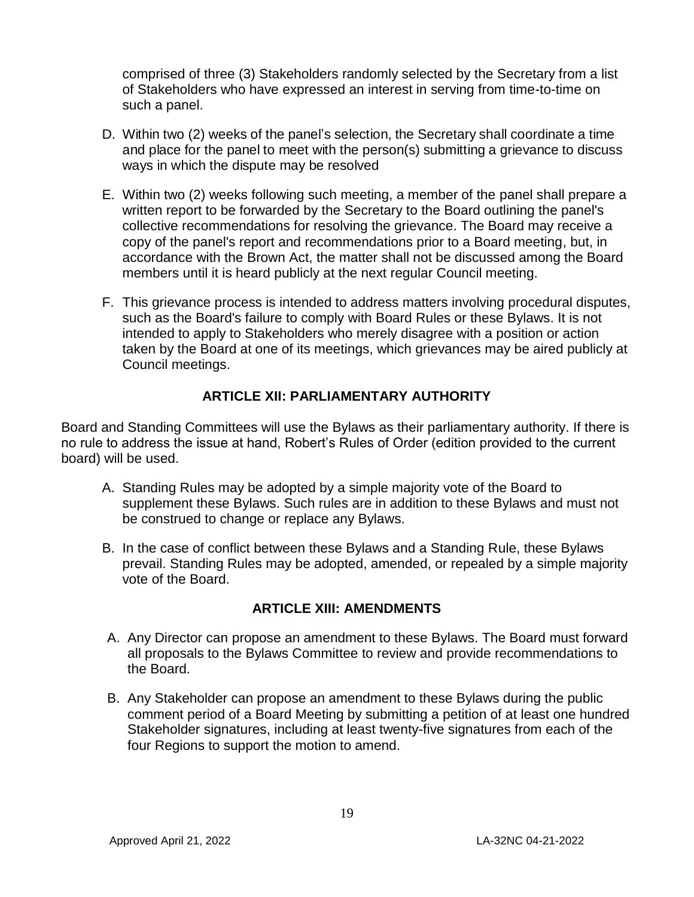comprised of three (3) Stakeholders randomly selected by the Secretary from a list of Stakeholders who have expressed an interest in serving from time-to-time on such a panel.

D. Within two (2) weeks of the panel's selection, the Secretary shall coordinate a time and place for the panel to meet with the person(s) submitting a grievance to discuss ways in which the dispute may be resolved

E. Within two (2) weeks following such meeting, a member of the panel shall prepare a written report to be forwarded by the Secretary to the Board outlining the panel's collective recommendations for resolving the grievance. The Board may receive a copy of the panel's report and recommendations prior to a Board meeting, but, in accordance with the Brown Act, the matter shall not be discussed among the Board members until it is heard publicly at the next regular Council meeting.

F. This grievance process is intended to address matters involving procedural disputes, such as the Board's failure to comply with Board Rules or these Bylaws. It is not intended to apply to Stakeholders who merely disagree with a position or action taken by the Board at one of its meetings, which grievances may be aired publicly at Council meetings.

## ARTICLE XII: PARLIAMENTARY AUTHORITY

Board and Standing Committees will use the Bylaws as their parliamentary authority. If there is no rule to address the issue at hand, Robert's Rules of Order (edition provided to the current board) will be used.

A. Standing Rules may be adopted by a simple majority vote of the Board to supplement these Bylaws. Such rules are in addition to these Bylaws and must not be construed to change or replace any Bylaws.

B. In the case of conflict between these Bylaws and a Standing Rule, these Bylaws prevail. Standing Rules may be adopted, amended, or repealed by a simple majority vote of the Board.

## ARTICLE XIII: AMENDMENTS

A. Any Director can propose an amendment to these Bylaws. The Board must forward all proposals to the Bylaws Committee to review and provide recommendations to the Board.

B. Any Stakeholder can propose an amendment to these Bylaws during the public comment period of a Board Meeting by submitting a petition of at least one hundred Stakeholder signatures, including at least twenty-five signatures from each of the four Regions to support the motion to amend.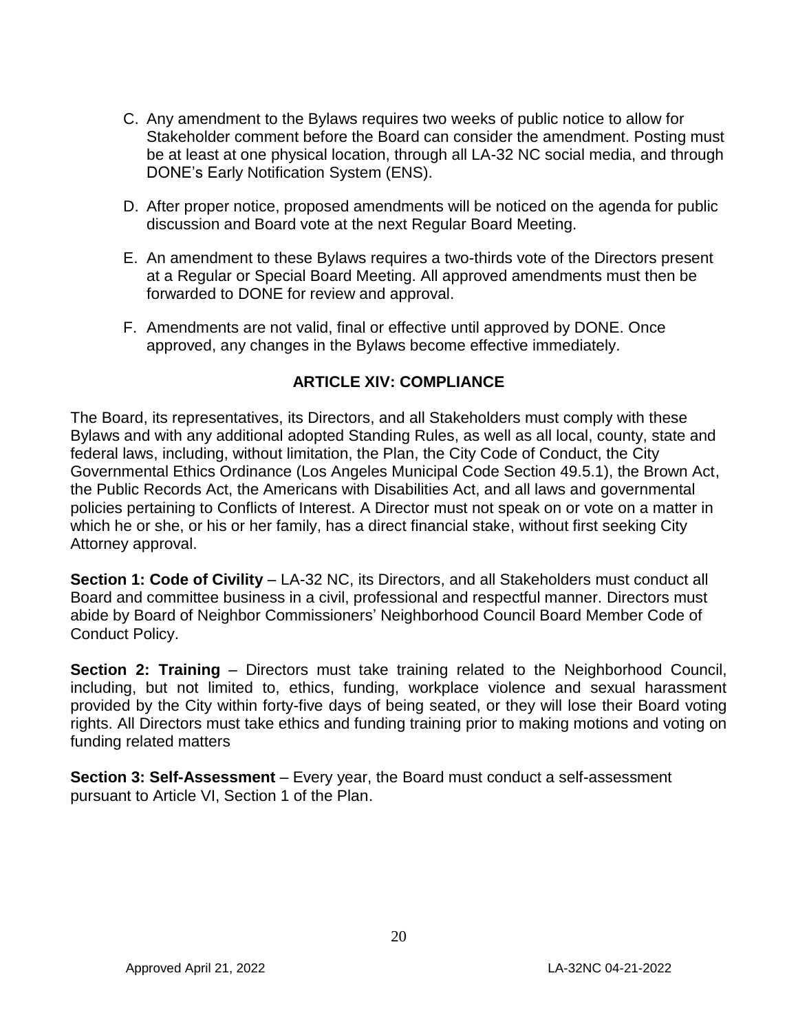C. Any amendment to the Bylaws requires two weeks of public notice to allow for Stakeholder comment before the Board can consider the amendment. Posting must be at least at one physical location, through all LA-32 NC social media, and through DONE's Early Notification System (ENS).

D. After proper notice, proposed amendments will be noticed on the agenda for public discussion and Board vote at the next Regular Board Meeting.

E. An amendment to these Bylaws requires a two-thirds vote of the Directors present at a Regular or Special Board Meeting. All approved amendments must then be forwarded to DONE for review and approval.

F. Amendments are not valid, final or effective until approved by DONE. Once approved, any changes in the Bylaws become effective immediately.

## ARTICLE XIV: COMPLIANCE

The Board, its representatives, its Directors, and all Stakeholders must comply with these Bylaws and with any additional adopted Standing Rules, as well as all local, county, state and federal laws, including, without limitation, the Plan, the City Code of Conduct, the City Governmental Ethics Ordinance (Los Angeles Municipal Code Section 49.5.1), the Brown Act, the Public Records Act, the Americans with Disabilities Act, and all laws and governmental policies pertaining to Conflicts of Interest. A Director must not speak on or vote on a matter in which he or she, or his or her family, has a direct financial stake, without first seeking City Attorney approval.

**Section 1: Code of Civility** – LA-32 NC, its Directors, and all Stakeholders must conduct all Board and committee business in a civil, professional and respectful manner. Directors must abide by Board of Neighbor Commissioners' Neighborhood Council Board Member Code of Conduct Policy.

**Section 2: Training** – Directors must take training related to the Neighborhood Council, including, but not limited to, ethics, funding, workplace violence and sexual harassment provided by the City within forty-five days of being seated, or they will lose their Board voting rights. All Directors must take ethics and funding training prior to making motions and voting on funding related matters

**Section 3: Self-Assessment** – Every year, the Board must conduct a self-assessment pursuant to Article VI, Section 1 of the Plan.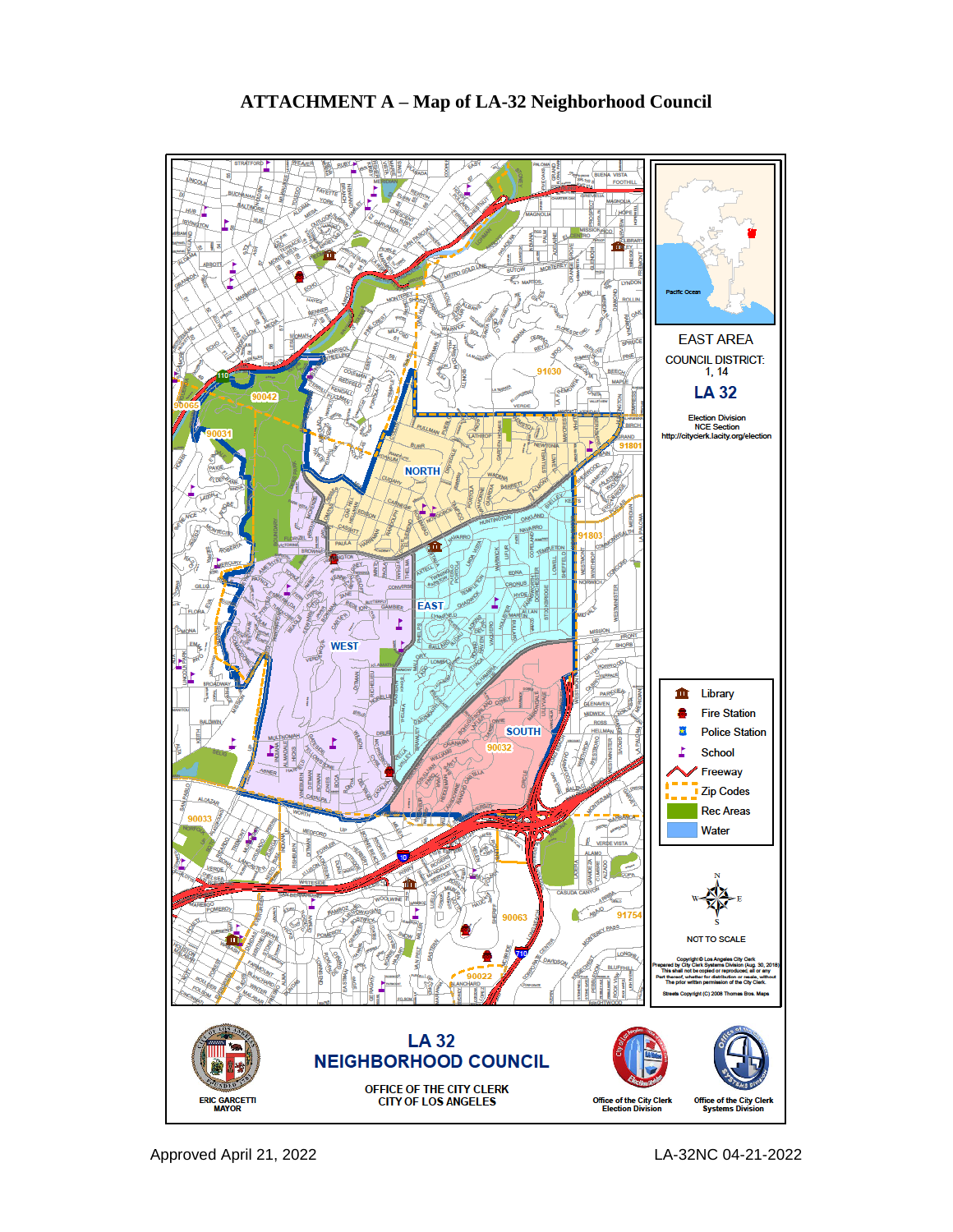# ATTACHMENT A – Map of LA-32 Neighborhood Council

EAST AREA

COUNCIL DISTRICT: 1, 14

**LA 32**

Election Division
NCE Section
http://cityclerk.lacity.org/election

NORTH

EAST

WEST

SOUTH

Library

Fire Station

Police Station

School

Freeway

Zip Codes

Rec Areas

Water

NOT TO SCALE

Copyright © Los Angeles City Clerk
Prepared by City Clerk Systems Division (Aug. 30, 2018)
This shall not be copied or reproduced, all or any
Part thereof, whether for distribution or resale, without
The prior written permission of the City Clerk.

Streets Copyright (C) 2008 Thomas Bros. Maps

**LA 32 NEIGHBORHOOD COUNCIL**

OFFICE OF THE CITY CLERK
CITY OF LOS ANGELES

ERIC GARCETTI
MAYOR

Office of the City Clerk
Election Division

Office of the City Clerk
Systems Division

Approved April 21, 2022

LA-32NC 04-21-2022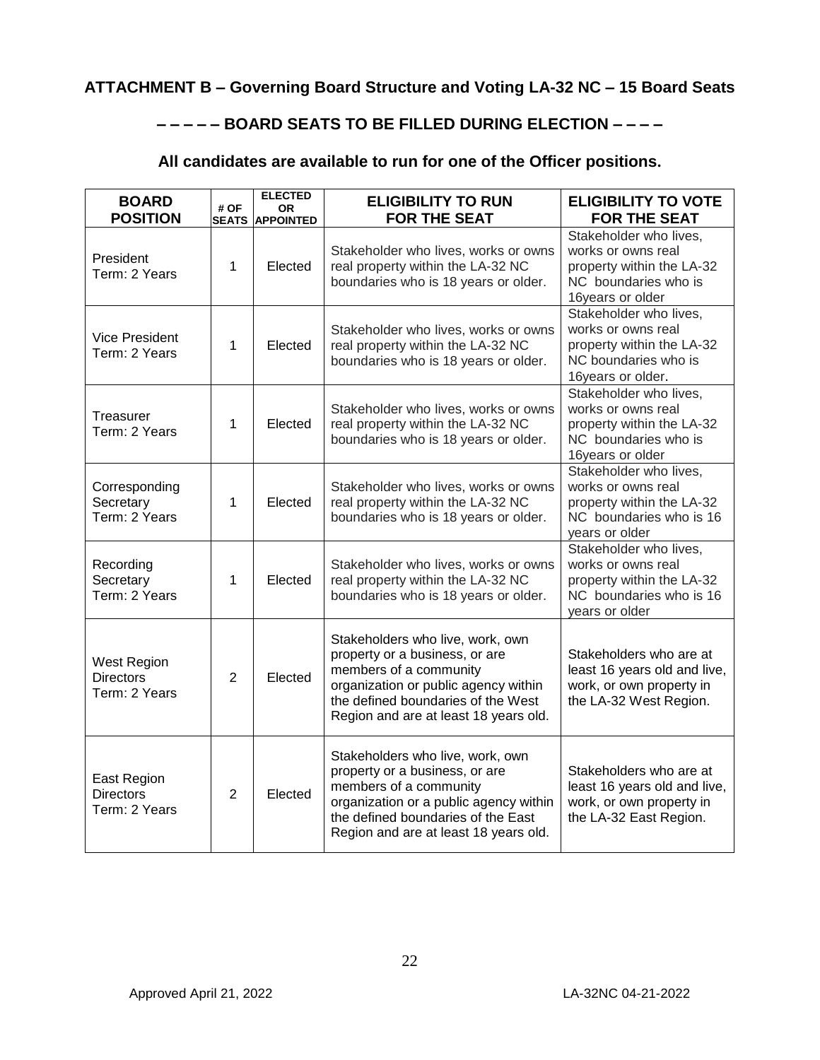## ATTACHMENT B – Governing Board Structure and Voting LA-32 NC – 15 Board Seats

### – – – – – BOARD SEATS TO BE FILLED DURING ELECTION – – – –

### All candidates are available to run for one of the Officer positions.

| BOARD POSITION | # OF SEATS | ELECTED OR APPOINTED | ELIGIBILITY TO RUN FOR THE SEAT | ELIGIBILITY TO VOTE FOR THE SEAT |
|---|---|---|---|---|
| President Term: 2 Years | 1 | Elected | Stakeholder who lives, works or owns real property within the LA-32 NC boundaries who is 18 years or older. | Stakeholder who lives, works or owns real property within the LA-32 NC boundaries who is 16years or older |
| Vice President Term: 2 Years | 1 | Elected | Stakeholder who lives, works or owns real property within the LA-32 NC boundaries who is 18 years or older. | Stakeholder who lives, works or owns real property within the LA-32 NC boundaries who is 16years or older. |
| Treasurer Term: 2 Years | 1 | Elected | Stakeholder who lives, works or owns real property within the LA-32 NC boundaries who is 18 years or older. | Stakeholder who lives, works or owns real property within the LA-32 NC boundaries who is 16years or older |
| Corresponding Secretary Term: 2 Years | 1 | Elected | Stakeholder who lives, works or owns real property within the LA-32 NC boundaries who is 18 years or older. | Stakeholder who lives, works or owns real property within the LA-32 NC boundaries who is 16 years or older |
| Recording Secretary Term: 2 Years | 1 | Elected | Stakeholder who lives, works or owns real property within the LA-32 NC boundaries who is 18 years or older. | Stakeholder who lives, works or owns real property within the LA-32 NC boundaries who is 16 years or older |
| West Region Directors Term: 2 Years | 2 | Elected | Stakeholders who live, work, own property or a business, or are members of a community organization or public agency within the defined boundaries of the West Region and are at least 18 years old. | Stakeholders who are at least 16 years old and live, work, or own property in the LA-32 West Region. |
| East Region Directors Term: 2 Years | 2 | Elected | Stakeholders who live, work, own property or a business, or are members of a community organization or a public agency within the defined boundaries of the East Region and are at least 18 years old. | Stakeholders who are at least 16 years old and live, work, or own property in the LA-32 East Region. |

Approved April 21, 2022 LA-32NC 04-21-2022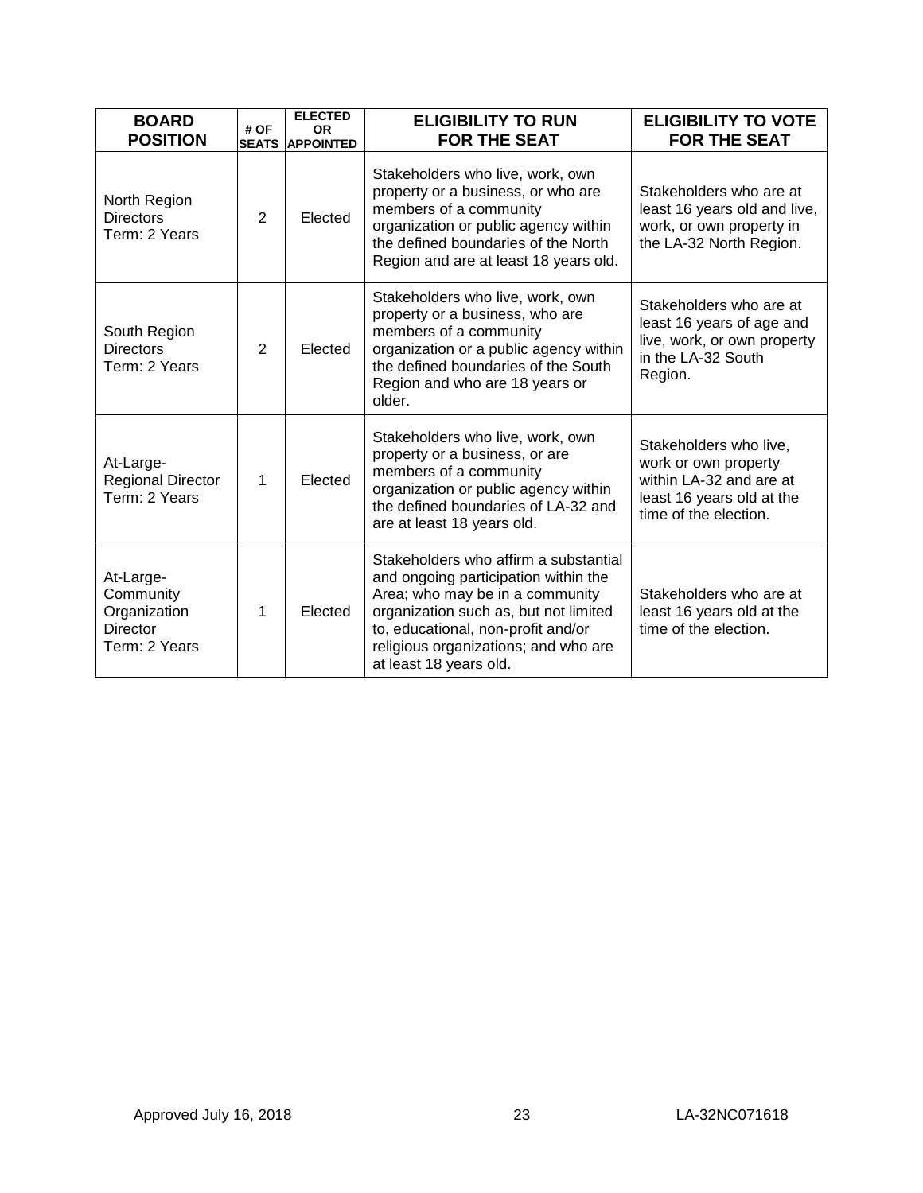| BOARD POSITION | # OF SEATS | ELECTED OR APPOINTED | ELIGIBILITY TO RUN FOR THE SEAT | ELIGIBILITY TO VOTE FOR THE SEAT |
|---|---|---|---|---|
| North Region Directors Term: 2 Years | 2 | Elected | Stakeholders who live, work, own property or a business, or who are members of a community organization or public agency within the defined boundaries of the North Region and are at least 18 years old. | Stakeholders who are at least 16 years old and live, work, or own property in the LA-32 North Region. |
| South Region Directors Term: 2 Years | 2 | Elected | Stakeholders who live, work, own property or a business, who are members of a community organization or a public agency within the defined boundaries of the South Region and who are 18 years or older. | Stakeholders who are at least 16 years of age and live, work, or own property in the LA-32 South Region. |
| At-Large-Regional Director Term: 2 Years | 1 | Elected | Stakeholders who live, work, own property or a business, or are members of a community organization or public agency within the defined boundaries of LA-32 and are at least 18 years old. | Stakeholders who live, work or own property within LA-32 and are at least 16 years old at the time of the election. |
| At-Large-Community Organization Director Term: 2 Years | 1 | Elected | Stakeholders who affirm a substantial and ongoing participation within the Area; who may be in a community organization such as, but not limited to, educational, non-profit and/or religious organizations; and who are at least 18 years old. | Stakeholders who are at least 16 years old at the time of the election. |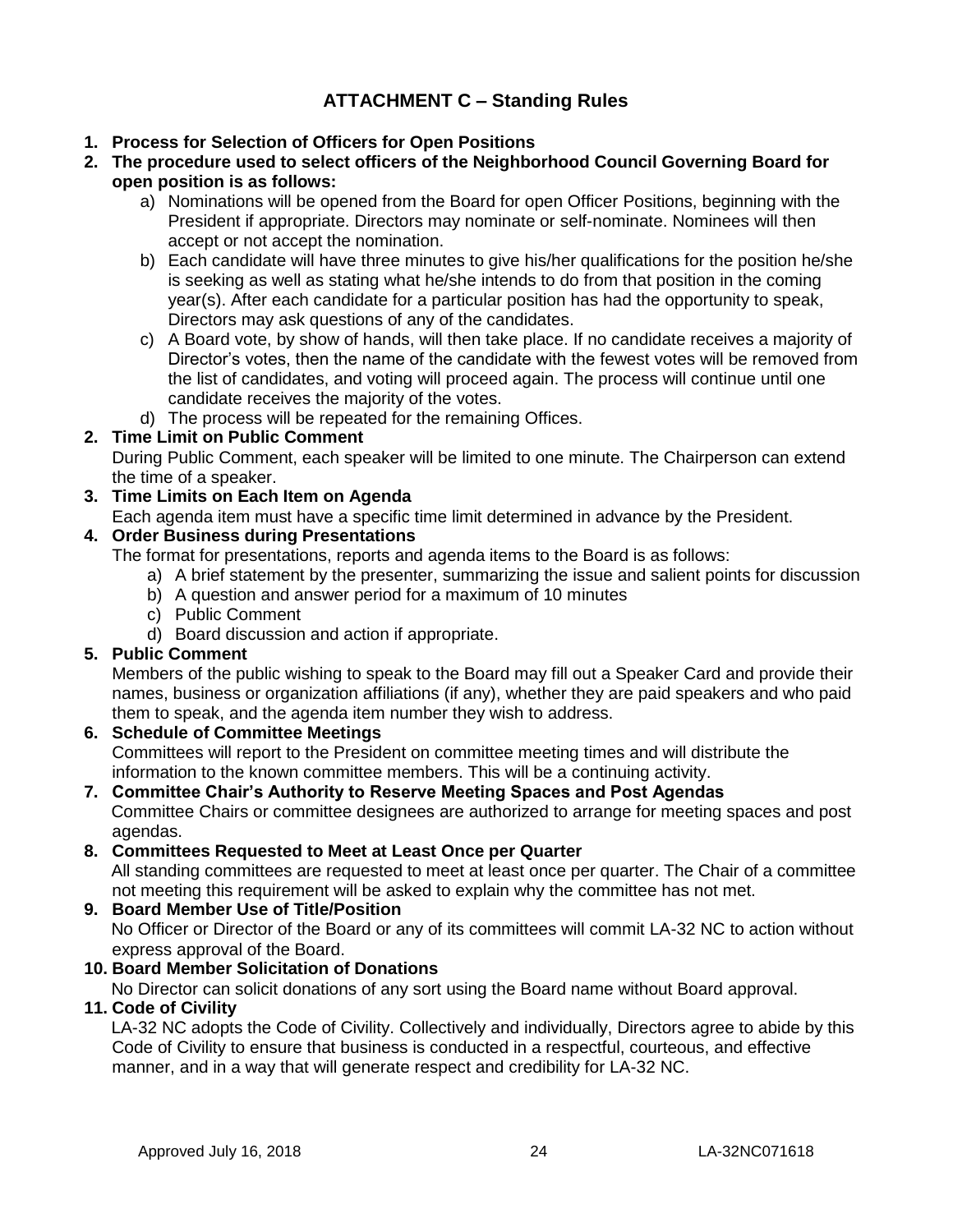## ATTACHMENT C – Standing Rules

1. **Process for Selection of Officers for Open Positions**
2. **The procedure used to select officers of the Neighborhood Council Governing Board for open position is as follows:**
   a) Nominations will be opened from the Board for open Officer Positions, beginning with the President if appropriate. Directors may nominate or self-nominate. Nominees will then accept or not accept the nomination.
   b) Each candidate will have three minutes to give his/her qualifications for the position he/she is seeking as well as stating what he/she intends to do from that position in the coming year(s). After each candidate for a particular position has had the opportunity to speak, Directors may ask questions of any of the candidates.
   c) A Board vote, by show of hands, will then take place. If no candidate receives a majority of Director's votes, then the name of the candidate with the fewest votes will be removed from the list of candidates, and voting will proceed again. The process will continue until one candidate receives the majority of the votes.
   d) The process will be repeated for the remaining Offices.

**2. Time Limit on Public Comment**
During Public Comment, each speaker will be limited to one minute. The Chairperson can extend the time of a speaker.

**3. Time Limits on Each Item on Agenda**
Each agenda item must have a specific time limit determined in advance by the President.

**4. Order Business during Presentations**
The format for presentations, reports and agenda items to the Board is as follows:
   a) A brief statement by the presenter, summarizing the issue and salient points for discussion
   b) A question and answer period for a maximum of 10 minutes
   c) Public Comment
   d) Board discussion and action if appropriate.

**5. Public Comment**
Members of the public wishing to speak to the Board may fill out a Speaker Card and provide their names, business or organization affiliations (if any), whether they are paid speakers and who paid them to speak, and the agenda item number they wish to address.

**6. Schedule of Committee Meetings**
Committees will report to the President on committee meeting times and will distribute the information to the known committee members. This will be a continuing activity.

**7. Committee Chair's Authority to Reserve Meeting Spaces and Post Agendas**
Committee Chairs or committee designees are authorized to arrange for meeting spaces and post agendas.

**8. Committees Requested to Meet at Least Once per Quarter**
All standing committees are requested to meet at least once per quarter. The Chair of a committee not meeting this requirement will be asked to explain why the committee has not met.

**9. Board Member Use of Title/Position**
No Officer or Director of the Board or any of its committees will commit LA-32 NC to action without express approval of the Board.

**10. Board Member Solicitation of Donations**
No Director can solicit donations of any sort using the Board name without Board approval.

**11. Code of Civility**
LA-32 NC adopts the Code of Civility. Collectively and individually, Directors agree to abide by this Code of Civility to ensure that business is conducted in a respectful, courteous, and effective manner, and in a way that will generate respect and credibility for LA-32 NC.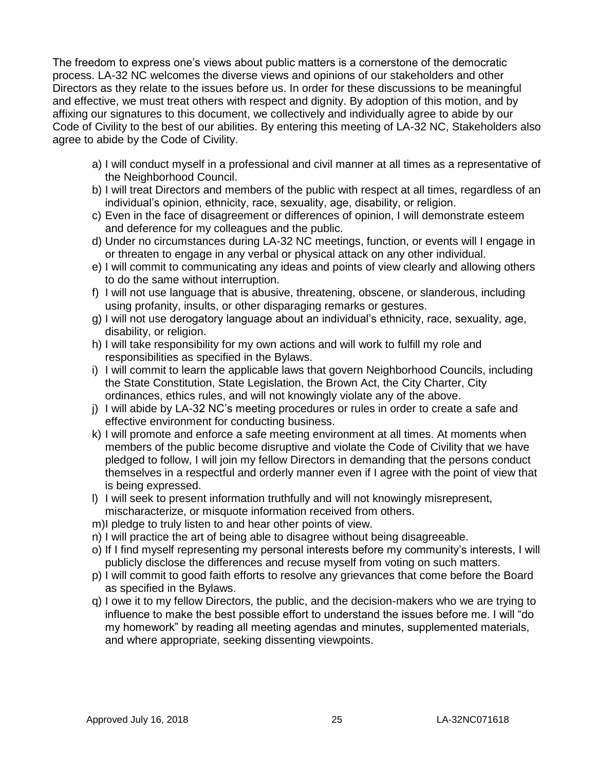The freedom to express one's views about public matters is a cornerstone of the democratic process. LA-32 NC welcomes the diverse views and opinions of our stakeholders and other Directors as they relate to the issues before us. In order for these discussions to be meaningful and effective, we must treat others with respect and dignity. By adoption of this motion, and by affixing our signatures to this document, we collectively and individually agree to abide by our Code of Civility to the best of our abilities. By entering this meeting of LA-32 NC, Stakeholders also agree to abide by the Code of Civility.

a) I will conduct myself in a professional and civil manner at all times as a representative of the Neighborhood Council.
b) I will treat Directors and members of the public with respect at all times, regardless of an individual's opinion, ethnicity, race, sexuality, age, disability, or religion.
c) Even in the face of disagreement or differences of opinion, I will demonstrate esteem and deference for my colleagues and the public.
d) Under no circumstances during LA-32 NC meetings, function, or events will I engage in or threaten to engage in any verbal or physical attack on any other individual.
e) I will commit to communicating any ideas and points of view clearly and allowing others to do the same without interruption.
f) I will not use language that is abusive, threatening, obscene, or slanderous, including using profanity, insults, or other disparaging remarks or gestures.
g) I will not use derogatory language about an individual's ethnicity, race, sexuality, age, disability, or religion.
h) I will take responsibility for my own actions and will work to fulfill my role and responsibilities as specified in the Bylaws.
i) I will commit to learn the applicable laws that govern Neighborhood Councils, including the State Constitution, State Legislation, the Brown Act, the City Charter, City ordinances, ethics rules, and will not knowingly violate any of the above.
j) I will abide by LA-32 NC's meeting procedures or rules in order to create a safe and effective environment for conducting business.
k) I will promote and enforce a safe meeting environment at all times. At moments when members of the public become disruptive and violate the Code of Civility that we have pledged to follow, I will join my fellow Directors in demanding that the persons conduct themselves in a respectful and orderly manner even if I agree with the point of view that is being expressed.
l) I will seek to present information truthfully and will not knowingly misrepresent, mischaracterize, or misquote information received from others.
m) I pledge to truly listen to and hear other points of view.
n) I will practice the art of being able to disagree without being disagreeable.
o) If I find myself representing my personal interests before my community's interests, I will publicly disclose the differences and recuse myself from voting on such matters.
p) I will commit to good faith efforts to resolve any grievances that come before the Board as specified in the Bylaws.
q) I owe it to my fellow Directors, the public, and the decision-makers who we are trying to influence to make the best possible effort to understand the issues before me. I will "do my homework" by reading all meeting agendas and minutes, supplemented materials, and where appropriate, seeking dissenting viewpoints.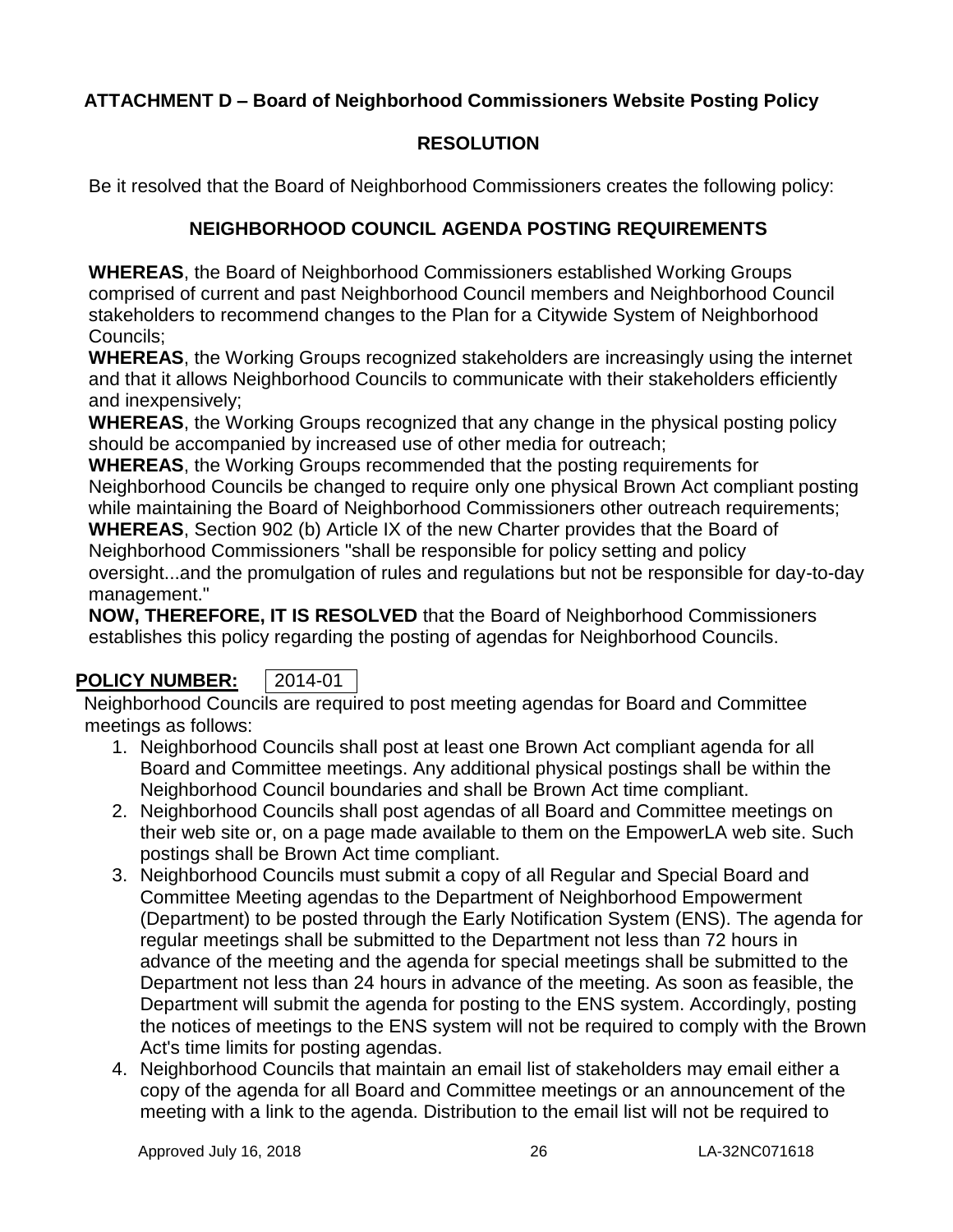**ATTACHMENT D – Board of Neighborhood Commissioners Website Posting Policy**

## RESOLUTION

Be it resolved that the Board of Neighborhood Commissioners creates the following policy:

## NEIGHBORHOOD COUNCIL AGENDA POSTING REQUIREMENTS

**WHEREAS**, the Board of Neighborhood Commissioners established Working Groups comprised of current and past Neighborhood Council members and Neighborhood Council stakeholders to recommend changes to the Plan for a Citywide System of Neighborhood Councils;

**WHEREAS**, the Working Groups recognized stakeholders are increasingly using the internet and that it allows Neighborhood Councils to communicate with their stakeholders efficiently and inexpensively;

**WHEREAS**, the Working Groups recognized that any change in the physical posting policy should be accompanied by increased use of other media for outreach;

**WHEREAS**, the Working Groups recommended that the posting requirements for Neighborhood Councils be changed to require only one physical Brown Act compliant posting while maintaining the Board of Neighborhood Commissioners other outreach requirements;

**WHEREAS**, Section 902 (b) Article IX of the new Charter provides that the Board of Neighborhood Commissioners "shall be responsible for policy setting and policy oversight...and the promulgation of rules and regulations but not be responsible for day-to-day management."

**NOW, THEREFORE, IT IS RESOLVED** that the Board of Neighborhood Commissioners establishes this policy regarding the posting of agendas for Neighborhood Councils.

**POLICY NUMBER:** 2014-01

Neighborhood Councils are required to post meeting agendas for Board and Committee meetings as follows:

1. Neighborhood Councils shall post at least one Brown Act compliant agenda for all Board and Committee meetings. Any additional physical postings shall be within the Neighborhood Council boundaries and shall be Brown Act time compliant.
2. Neighborhood Councils shall post agendas of all Board and Committee meetings on their web site or, on a page made available to them on the EmpowerLA web site. Such postings shall be Brown Act time compliant.
3. Neighborhood Councils must submit a copy of all Regular and Special Board and Committee Meeting agendas to the Department of Neighborhood Empowerment (Department) to be posted through the Early Notification System (ENS). The agenda for regular meetings shall be submitted to the Department not less than 72 hours in advance of the meeting and the agenda for special meetings shall be submitted to the Department not less than 24 hours in advance of the meeting. As soon as feasible, the Department will submit the agenda for posting to the ENS system. Accordingly, posting the notices of meetings to the ENS system will not be required to comply with the Brown Act's time limits for posting agendas.
4. Neighborhood Councils that maintain an email list of stakeholders may email either a copy of the agenda for all Board and Committee meetings or an announcement of the meeting with a link to the agenda. Distribution to the email list will not be required to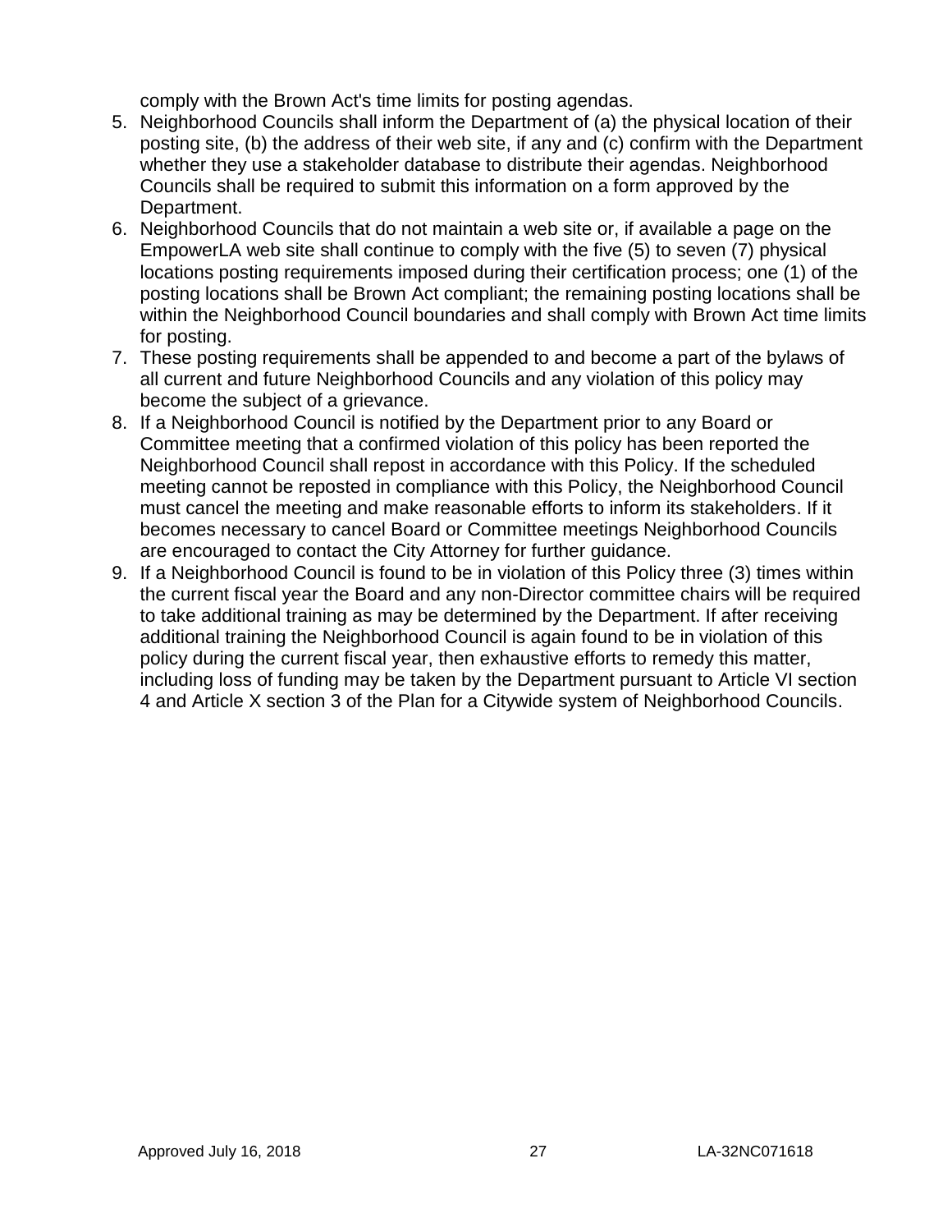comply with the Brown Act's time limits for posting agendas.

5. Neighborhood Councils shall inform the Department of (a) the physical location of their posting site, (b) the address of their web site, if any and (c) confirm with the Department whether they use a stakeholder database to distribute their agendas. Neighborhood Councils shall be required to submit this information on a form approved by the Department.
6. Neighborhood Councils that do not maintain a web site or, if available a page on the EmpowerLA web site shall continue to comply with the five (5) to seven (7) physical locations posting requirements imposed during their certification process; one (1) of the posting locations shall be Brown Act compliant; the remaining posting locations shall be within the Neighborhood Council boundaries and shall comply with Brown Act time limits for posting.
7. These posting requirements shall be appended to and become a part of the bylaws of all current and future Neighborhood Councils and any violation of this policy may become the subject of a grievance.
8. If a Neighborhood Council is notified by the Department prior to any Board or Committee meeting that a confirmed violation of this policy has been reported the Neighborhood Council shall repost in accordance with this Policy. If the scheduled meeting cannot be reposted in compliance with this Policy, the Neighborhood Council must cancel the meeting and make reasonable efforts to inform its stakeholders. If it becomes necessary to cancel Board or Committee meetings Neighborhood Councils are encouraged to contact the City Attorney for further guidance.
9. If a Neighborhood Council is found to be in violation of this Policy three (3) times within the current fiscal year the Board and any non-Director committee chairs will be required to take additional training as may be determined by the Department. If after receiving additional training the Neighborhood Council is again found to be in violation of this policy during the current fiscal year, then exhaustive efforts to remedy this matter, including loss of funding may be taken by the Department pursuant to Article VI section 4 and Article X section 3 of the Plan for a Citywide system of Neighborhood Councils.